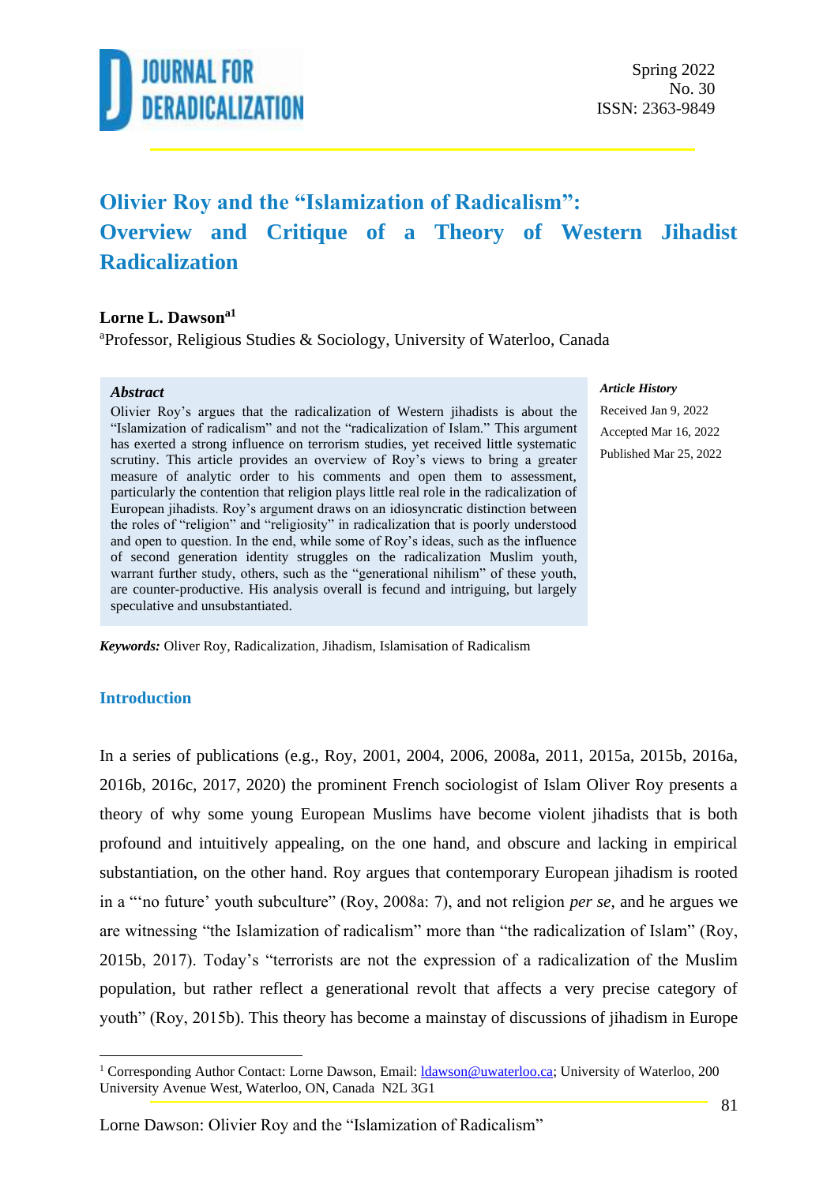# Olivier Roy and the "Islamization of Radicalism": Overview and Critique of a Theory of Western Jihadist Radicalization

**Lorne L. Dawson**[a1]

[a]Professor, Religious Studies & Sociology, University of Waterloo, Canada

***Abstract***

Olivier Roy's argues that the radicalization of Western jihadists is about the "Islamization of radicalism" and not the "radicalization of Islam." This argument has exerted a strong influence on terrorism studies, yet received little systematic scrutiny. This article provides an overview of Roy's views to bring a greater measure of analytic order to his comments and open them to assessment, particularly the contention that religion plays little real role in the radicalization of European jihadists. Roy's argument draws on an idiosyncratic distinction between the roles of "religion" and "religiosity" in radicalization that is poorly understood and open to question. In the end, while some of Roy's ideas, such as the influence of second generation identity struggles on the radicalization Muslim youth, warrant further study, others, such as the "generational nihilism" of these youth, are counter-productive. His analysis overall is fecund and intriguing, but largely speculative and unsubstantiated.

***Article History***

Received Jan 9, 2022

Accepted Mar 16, 2022

Published Mar 25, 2022

***Keywords:*** Oliver Roy, Radicalization, Jihadism, Islamisation of Radicalism

## Introduction

In a series of publications (e.g., Roy, 2001, 2004, 2006, 2008a, 2011, 2015a, 2015b, 2016a, 2016b, 2016c, 2017, 2020) the prominent French sociologist of Islam Oliver Roy presents a theory of why some young European Muslims have become violent jihadists that is both profound and intuitively appealing, on the one hand, and obscure and lacking in empirical substantiation, on the other hand. Roy argues that contemporary European jihadism is rooted in a "'no future' youth subculture" (Roy, 2008a: 7), and not religion *per se*, and he argues we are witnessing "the Islamization of radicalism" more than "the radicalization of Islam" (Roy, 2015b, 2017). Today's "terrorists are not the expression of a radicalization of the Muslim population, but rather reflect a generational revolt that affects a very precise category of youth" (Roy, 2015b). This theory has become a mainstay of discussions of jihadism in Europe

[1] Corresponding Author Contact: Lorne Dawson, Email: ldawson@uwaterloo.ca; University of Waterloo, 200 University Avenue West, Waterloo, ON, Canada N2L 3G1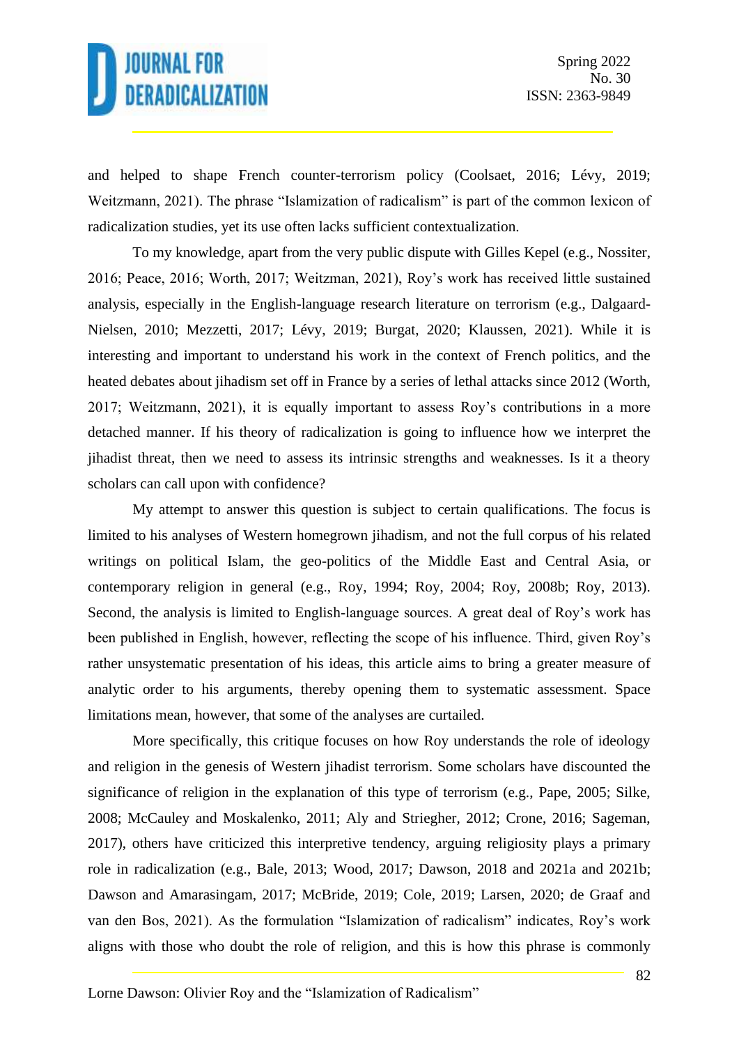and helped to shape French counter-terrorism policy (Coolsaet, 2016; Lévy, 2019; Weitzmann, 2021). The phrase "Islamization of radicalism" is part of the common lexicon of radicalization studies, yet its use often lacks sufficient contextualization.

To my knowledge, apart from the very public dispute with Gilles Kepel (e.g., Nossiter, 2016; Peace, 2016; Worth, 2017; Weitzman, 2021), Roy's work has received little sustained analysis, especially in the English-language research literature on terrorism (e.g., Dalgaard-Nielsen, 2010; Mezzetti, 2017; Lévy, 2019; Burgat, 2020; Klaussen, 2021). While it is interesting and important to understand his work in the context of French politics, and the heated debates about jihadism set off in France by a series of lethal attacks since 2012 (Worth, 2017; Weitzmann, 2021), it is equally important to assess Roy's contributions in a more detached manner. If his theory of radicalization is going to influence how we interpret the jihadist threat, then we need to assess its intrinsic strengths and weaknesses. Is it a theory scholars can call upon with confidence?

My attempt to answer this question is subject to certain qualifications. The focus is limited to his analyses of Western homegrown jihadism, and not the full corpus of his related writings on political Islam, the geo-politics of the Middle East and Central Asia, or contemporary religion in general (e.g., Roy, 1994; Roy, 2004; Roy, 2008b; Roy, 2013). Second, the analysis is limited to English-language sources. A great deal of Roy's work has been published in English, however, reflecting the scope of his influence. Third, given Roy's rather unsystematic presentation of his ideas, this article aims to bring a greater measure of analytic order to his arguments, thereby opening them to systematic assessment. Space limitations mean, however, that some of the analyses are curtailed.

More specifically, this critique focuses on how Roy understands the role of ideology and religion in the genesis of Western jihadist terrorism. Some scholars have discounted the significance of religion in the explanation of this type of terrorism (e.g., Pape, 2005; Silke, 2008; McCauley and Moskalenko, 2011; Aly and Striegher, 2012; Crone, 2016; Sageman, 2017), others have criticized this interpretive tendency, arguing religiosity plays a primary role in radicalization (e.g., Bale, 2013; Wood, 2017; Dawson, 2018 and 2021a and 2021b; Dawson and Amarasingam, 2017; McBride, 2019; Cole, 2019; Larsen, 2020; de Graaf and van den Bos, 2021). As the formulation "Islamization of radicalism" indicates, Roy's work aligns with those who doubt the role of religion, and this is how this phrase is commonly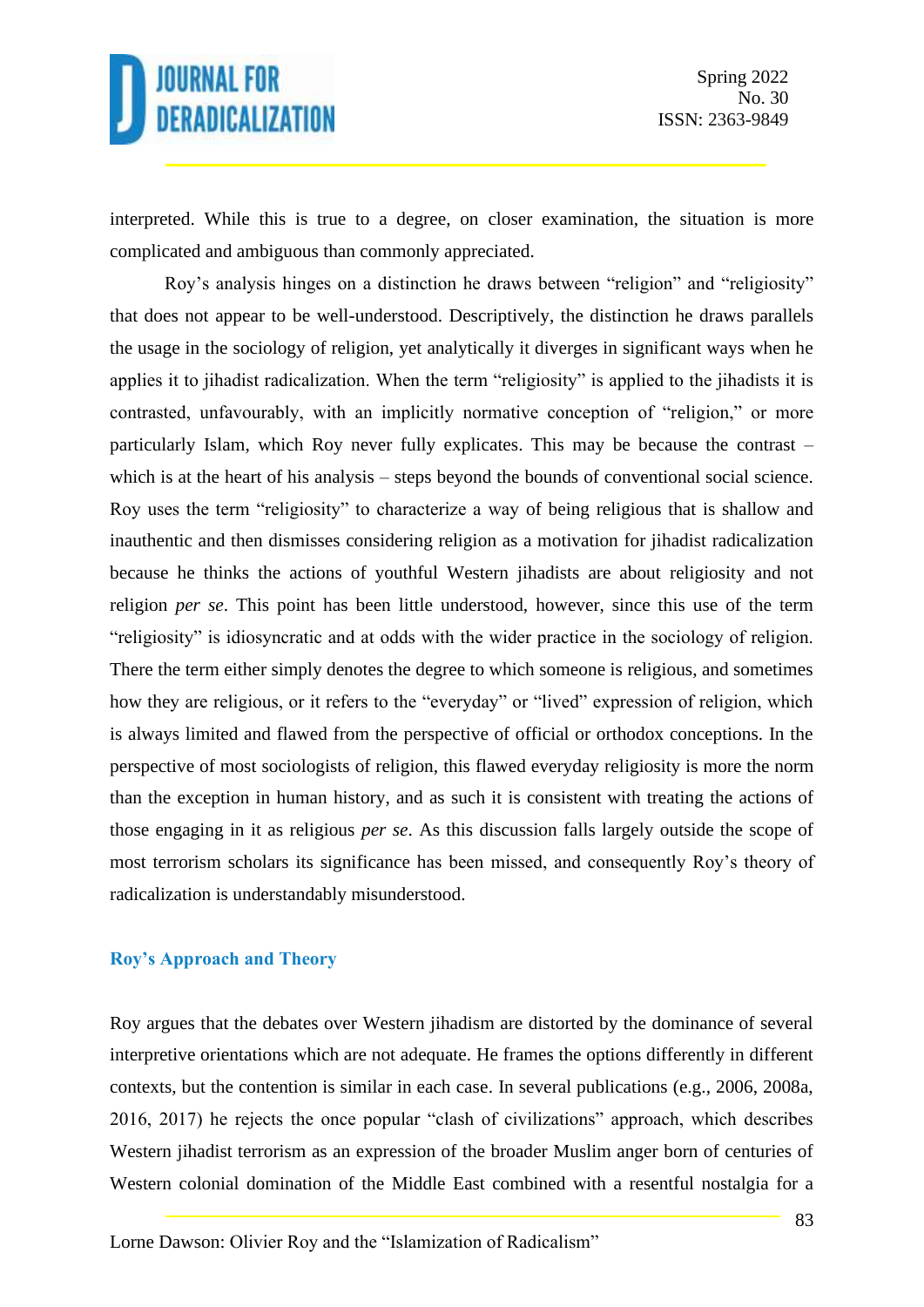interpreted. While this is true to a degree, on closer examination, the situation is more complicated and ambiguous than commonly appreciated.

Roy's analysis hinges on a distinction he draws between "religion" and "religiosity" that does not appear to be well-understood. Descriptively, the distinction he draws parallels the usage in the sociology of religion, yet analytically it diverges in significant ways when he applies it to jihadist radicalization. When the term "religiosity" is applied to the jihadists it is contrasted, unfavourably, with an implicitly normative conception of "religion," or more particularly Islam, which Roy never fully explicates. This may be because the contrast – which is at the heart of his analysis – steps beyond the bounds of conventional social science. Roy uses the term "religiosity" to characterize a way of being religious that is shallow and inauthentic and then dismisses considering religion as a motivation for jihadist radicalization because he thinks the actions of youthful Western jihadists are about religiosity and not religion *per se*. This point has been little understood, however, since this use of the term "religiosity" is idiosyncratic and at odds with the wider practice in the sociology of religion. There the term either simply denotes the degree to which someone is religious, and sometimes how they are religious, or it refers to the "everyday" or "lived" expression of religion, which is always limited and flawed from the perspective of official or orthodox conceptions. In the perspective of most sociologists of religion, this flawed everyday religiosity is more the norm than the exception in human history, and as such it is consistent with treating the actions of those engaging in it as religious *per se*. As this discussion falls largely outside the scope of most terrorism scholars its significance has been missed, and consequently Roy's theory of radicalization is understandably misunderstood.

## Roy's Approach and Theory

Roy argues that the debates over Western jihadism are distorted by the dominance of several interpretive orientations which are not adequate. He frames the options differently in different contexts, but the contention is similar in each case. In several publications (e.g., 2006, 2008a, 2016, 2017) he rejects the once popular "clash of civilizations" approach, which describes Western jihadist terrorism as an expression of the broader Muslim anger born of centuries of Western colonial domination of the Middle East combined with a resentful nostalgia for a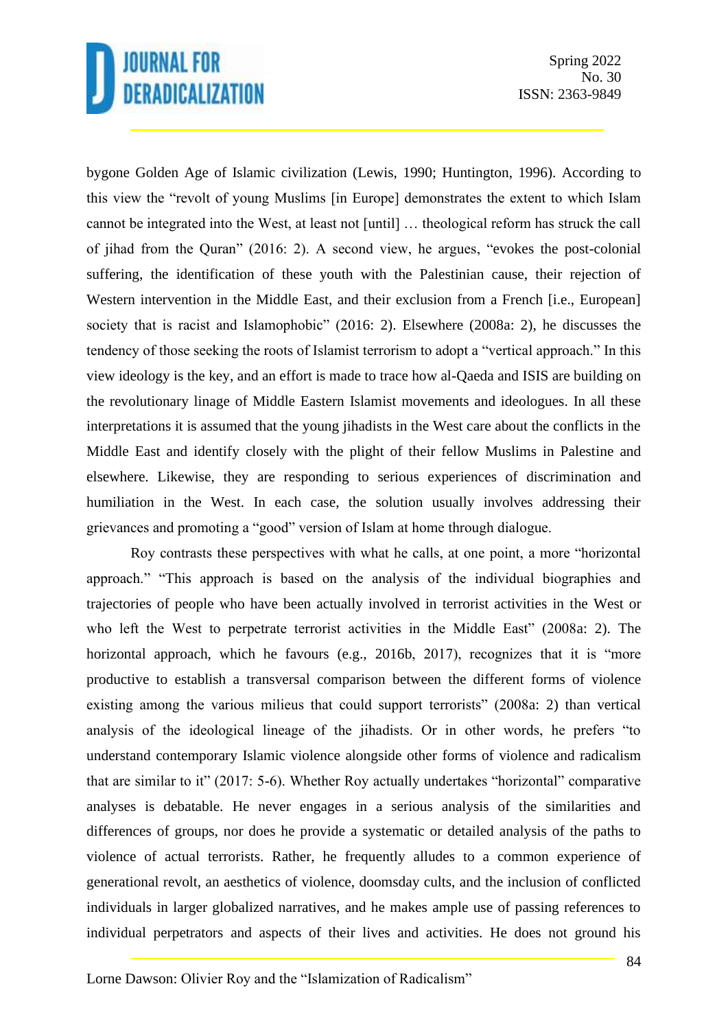bygone Golden Age of Islamic civilization (Lewis, 1990; Huntington, 1996). According to this view the "revolt of young Muslims [in Europe] demonstrates the extent to which Islam cannot be integrated into the West, at least not [until] … theological reform has struck the call of jihad from the Quran" (2016: 2). A second view, he argues, "evokes the post-colonial suffering, the identification of these youth with the Palestinian cause, their rejection of Western intervention in the Middle East, and their exclusion from a French [i.e., European] society that is racist and Islamophobic" (2016: 2). Elsewhere (2008a: 2), he discusses the tendency of those seeking the roots of Islamist terrorism to adopt a "vertical approach." In this view ideology is the key, and an effort is made to trace how al-Qaeda and ISIS are building on the revolutionary linage of Middle Eastern Islamist movements and ideologues. In all these interpretations it is assumed that the young jihadists in the West care about the conflicts in the Middle East and identify closely with the plight of their fellow Muslims in Palestine and elsewhere. Likewise, they are responding to serious experiences of discrimination and humiliation in the West. In each case, the solution usually involves addressing their grievances and promoting a "good" version of Islam at home through dialogue.

Roy contrasts these perspectives with what he calls, at one point, a more "horizontal approach." "This approach is based on the analysis of the individual biographies and trajectories of people who have been actually involved in terrorist activities in the West or who left the West to perpetrate terrorist activities in the Middle East" (2008a: 2). The horizontal approach, which he favours (e.g., 2016b, 2017), recognizes that it is "more productive to establish a transversal comparison between the different forms of violence existing among the various milieus that could support terrorists" (2008a: 2) than vertical analysis of the ideological lineage of the jihadists. Or in other words, he prefers "to understand contemporary Islamic violence alongside other forms of violence and radicalism that are similar to it" (2017: 5-6). Whether Roy actually undertakes "horizontal" comparative analyses is debatable. He never engages in a serious analysis of the similarities and differences of groups, nor does he provide a systematic or detailed analysis of the paths to violence of actual terrorists. Rather, he frequently alludes to a common experience of generational revolt, an aesthetics of violence, doomsday cults, and the inclusion of conflicted individuals in larger globalized narratives, and he makes ample use of passing references to individual perpetrators and aspects of their lives and activities. He does not ground his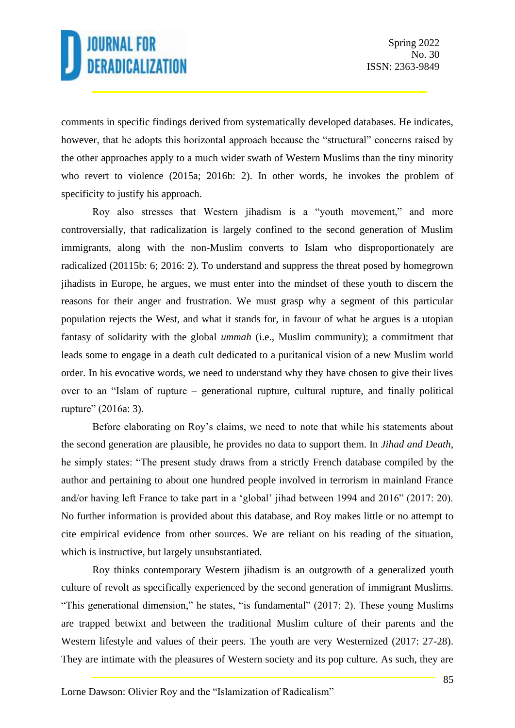comments in specific findings derived from systematically developed databases. He indicates, however, that he adopts this horizontal approach because the "structural" concerns raised by the other approaches apply to a much wider swath of Western Muslims than the tiny minority who revert to violence (2015a; 2016b: 2). In other words, he invokes the problem of specificity to justify his approach.

Roy also stresses that Western jihadism is a "youth movement," and more controversially, that radicalization is largely confined to the second generation of Muslim immigrants, along with the non-Muslim converts to Islam who disproportionately are radicalized (20115b: 6; 2016: 2). To understand and suppress the threat posed by homegrown jihadists in Europe, he argues, we must enter into the mindset of these youth to discern the reasons for their anger and frustration. We must grasp why a segment of this particular population rejects the West, and what it stands for, in favour of what he argues is a utopian fantasy of solidarity with the global *ummah* (i.e., Muslim community); a commitment that leads some to engage in a death cult dedicated to a puritanical vision of a new Muslim world order. In his evocative words, we need to understand why they have chosen to give their lives over to an "Islam of rupture – generational rupture, cultural rupture, and finally political rupture" (2016a: 3).

Before elaborating on Roy's claims, we need to note that while his statements about the second generation are plausible, he provides no data to support them. In *Jihad and Death*, he simply states: "The present study draws from a strictly French database compiled by the author and pertaining to about one hundred people involved in terrorism in mainland France and/or having left France to take part in a 'global' jihad between 1994 and 2016" (2017: 20). No further information is provided about this database, and Roy makes little or no attempt to cite empirical evidence from other sources. We are reliant on his reading of the situation, which is instructive, but largely unsubstantiated.

Roy thinks contemporary Western jihadism is an outgrowth of a generalized youth culture of revolt as specifically experienced by the second generation of immigrant Muslims. "This generational dimension," he states, "is fundamental" (2017: 2). These young Muslims are trapped betwixt and between the traditional Muslim culture of their parents and the Western lifestyle and values of their peers. The youth are very Westernized (2017: 27-28). They are intimate with the pleasures of Western society and its pop culture. As such, they are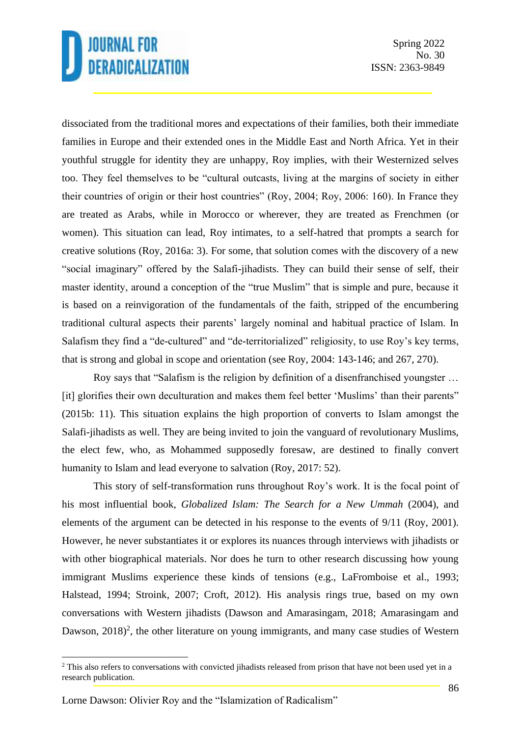dissociated from the traditional mores and expectations of their families, both their immediate families in Europe and their extended ones in the Middle East and North Africa. Yet in their youthful struggle for identity they are unhappy, Roy implies, with their Westernized selves too. They feel themselves to be "cultural outcasts, living at the margins of society in either their countries of origin or their host countries" (Roy, 2004; Roy, 2006: 160). In France they are treated as Arabs, while in Morocco or wherever, they are treated as Frenchmen (or women). This situation can lead, Roy intimates, to a self-hatred that prompts a search for creative solutions (Roy, 2016a: 3). For some, that solution comes with the discovery of a new "social imaginary" offered by the Salafi-jihadists. They can build their sense of self, their master identity, around a conception of the "true Muslim" that is simple and pure, because it is based on a reinvigoration of the fundamentals of the faith, stripped of the encumbering traditional cultural aspects their parents' largely nominal and habitual practice of Islam. In Salafism they find a "de-cultured" and "de-territorialized" religiosity, to use Roy's key terms, that is strong and global in scope and orientation (see Roy, 2004: 143-146; and 267, 270).

Roy says that "Salafism is the religion by definition of a disenfranchised youngster … [it] glorifies their own deculturation and makes them feel better 'Muslims' than their parents" (2015b: 11). This situation explains the high proportion of converts to Islam amongst the Salafi-jihadists as well. They are being invited to join the vanguard of revolutionary Muslims, the elect few, who, as Mohammed supposedly foresaw, are destined to finally convert humanity to Islam and lead everyone to salvation (Roy, 2017: 52).

This story of self-transformation runs throughout Roy's work. It is the focal point of his most influential book, *Globalized Islam: The Search for a New Ummah* (2004), and elements of the argument can be detected in his response to the events of 9/11 (Roy, 2001). However, he never substantiates it or explores its nuances through interviews with jihadists or with other biographical materials. Nor does he turn to other research discussing how young immigrant Muslims experience these kinds of tensions (e.g., LaFromboise et al., 1993; Halstead, 1994; Stroink, 2007; Croft, 2012). His analysis rings true, based on my own conversations with Western jihadists (Dawson and Amarasingam, 2018; Amarasingam and Dawson, 2018)[2], the other literature on young immigrants, and many case studies of Western

[2] This also refers to conversations with convicted jihadists released from prison that have not been used yet in a research publication.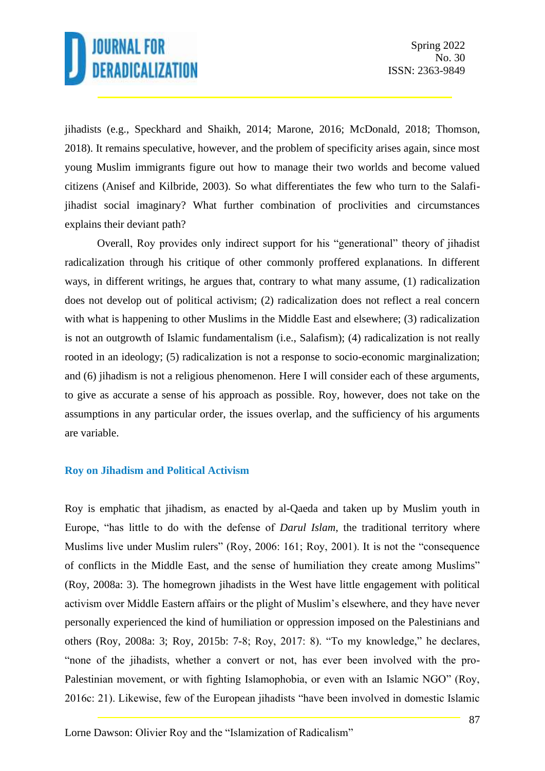jihadists (e.g., Speckhard and Shaikh, 2014; Marone, 2016; McDonald, 2018; Thomson, 2018). It remains speculative, however, and the problem of specificity arises again, since most young Muslim immigrants figure out how to manage their two worlds and become valued citizens (Anisef and Kilbride, 2003). So what differentiates the few who turn to the Salafi-jihadist social imaginary? What further combination of proclivities and circumstances explains their deviant path?

Overall, Roy provides only indirect support for his "generational" theory of jihadist radicalization through his critique of other commonly proffered explanations. In different ways, in different writings, he argues that, contrary to what many assume, (1) radicalization does not develop out of political activism; (2) radicalization does not reflect a real concern with what is happening to other Muslims in the Middle East and elsewhere; (3) radicalization is not an outgrowth of Islamic fundamentalism (i.e., Salafism); (4) radicalization is not really rooted in an ideology; (5) radicalization is not a response to socio-economic marginalization; and (6) jihadism is not a religious phenomenon. Here I will consider each of these arguments, to give as accurate a sense of his approach as possible. Roy, however, does not take on the assumptions in any particular order, the issues overlap, and the sufficiency of his arguments are variable.

### Roy on Jihadism and Political Activism

Roy is emphatic that jihadism, as enacted by al-Qaeda and taken up by Muslim youth in Europe, "has little to do with the defense of *Darul Islam*, the traditional territory where Muslims live under Muslim rulers" (Roy, 2006: 161; Roy, 2001). It is not the "consequence of conflicts in the Middle East, and the sense of humiliation they create among Muslims" (Roy, 2008a: 3). The homegrown jihadists in the West have little engagement with political activism over Middle Eastern affairs or the plight of Muslim's elsewhere, and they have never personally experienced the kind of humiliation or oppression imposed on the Palestinians and others (Roy, 2008a: 3; Roy, 2015b: 7-8; Roy, 2017: 8). "To my knowledge," he declares, "none of the jihadists, whether a convert or not, has ever been involved with the pro-Palestinian movement, or with fighting Islamophobia, or even with an Islamic NGO" (Roy, 2016c: 21). Likewise, few of the European jihadists "have been involved in domestic Islamic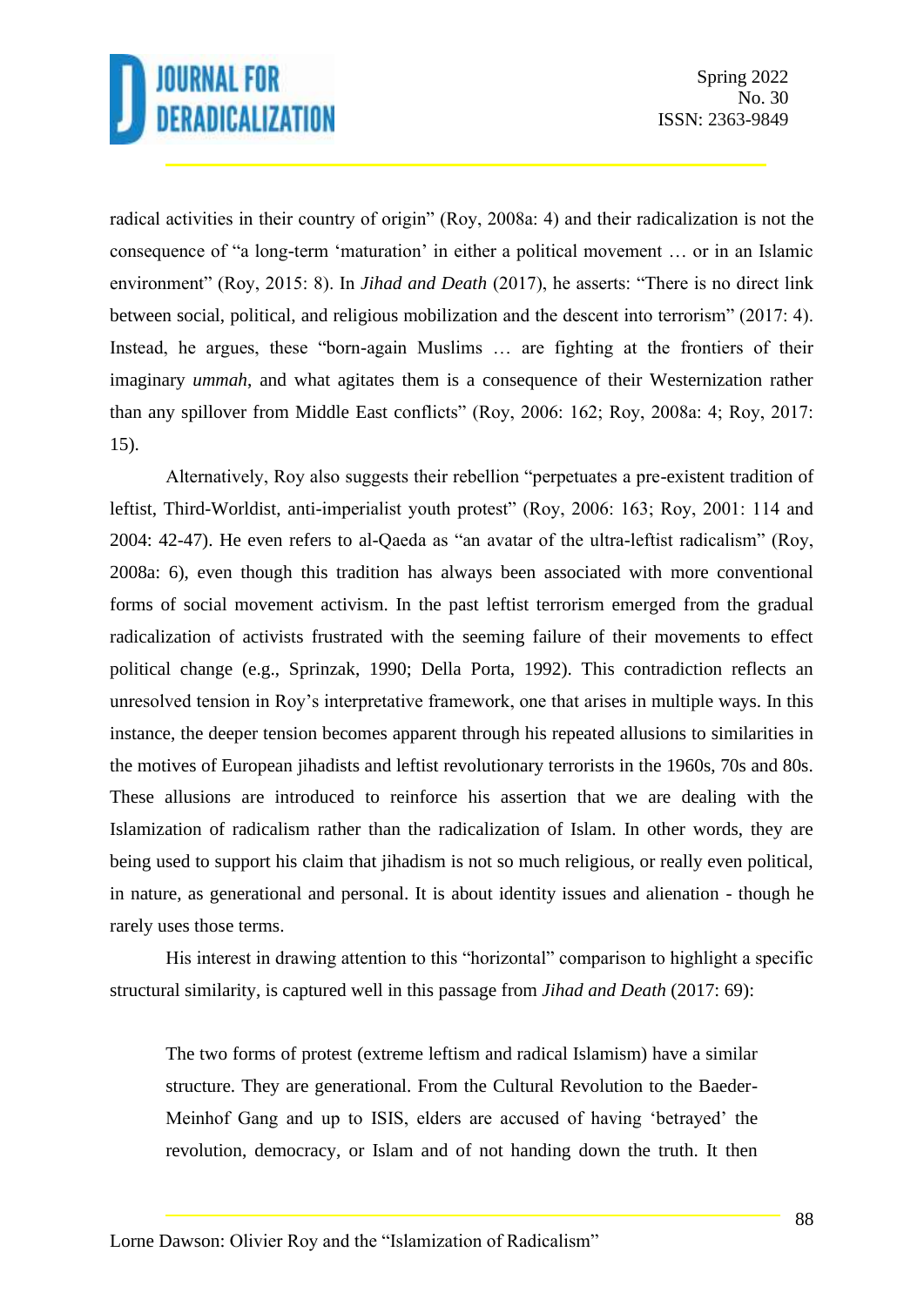radical activities in their country of origin" (Roy, 2008a: 4) and their radicalization is not the consequence of "a long-term 'maturation' in either a political movement … or in an Islamic environment" (Roy, 2015: 8). In *Jihad and Death* (2017), he asserts: "There is no direct link between social, political, and religious mobilization and the descent into terrorism" (2017: 4). Instead, he argues, these "born-again Muslims … are fighting at the frontiers of their imaginary *ummah*, and what agitates them is a consequence of their Westernization rather than any spillover from Middle East conflicts" (Roy, 2006: 162; Roy, 2008a: 4; Roy, 2017: 15).

Alternatively, Roy also suggests their rebellion "perpetuates a pre-existent tradition of leftist, Third-Worldist, anti-imperialist youth protest" (Roy, 2006: 163; Roy, 2001: 114 and 2004: 42-47). He even refers to al-Qaeda as "an avatar of the ultra-leftist radicalism" (Roy, 2008a: 6), even though this tradition has always been associated with more conventional forms of social movement activism. In the past leftist terrorism emerged from the gradual radicalization of activists frustrated with the seeming failure of their movements to effect political change (e.g., Sprinzak, 1990; Della Porta, 1992). This contradiction reflects an unresolved tension in Roy's interpretative framework, one that arises in multiple ways. In this instance, the deeper tension becomes apparent through his repeated allusions to similarities in the motives of European jihadists and leftist revolutionary terrorists in the 1960s, 70s and 80s. These allusions are introduced to reinforce his assertion that we are dealing with the Islamization of radicalism rather than the radicalization of Islam. In other words, they are being used to support his claim that jihadism is not so much religious, or really even political, in nature, as generational and personal. It is about identity issues and alienation - though he rarely uses those terms.

His interest in drawing attention to this "horizontal" comparison to highlight a specific structural similarity, is captured well in this passage from *Jihad and Death* (2017: 69):

> The two forms of protest (extreme leftism and radical Islamism) have a similar structure. They are generational. From the Cultural Revolution to the Baeder-Meinhof Gang and up to ISIS, elders are accused of having 'betrayed' the revolution, democracy, or Islam and of not handing down the truth. It then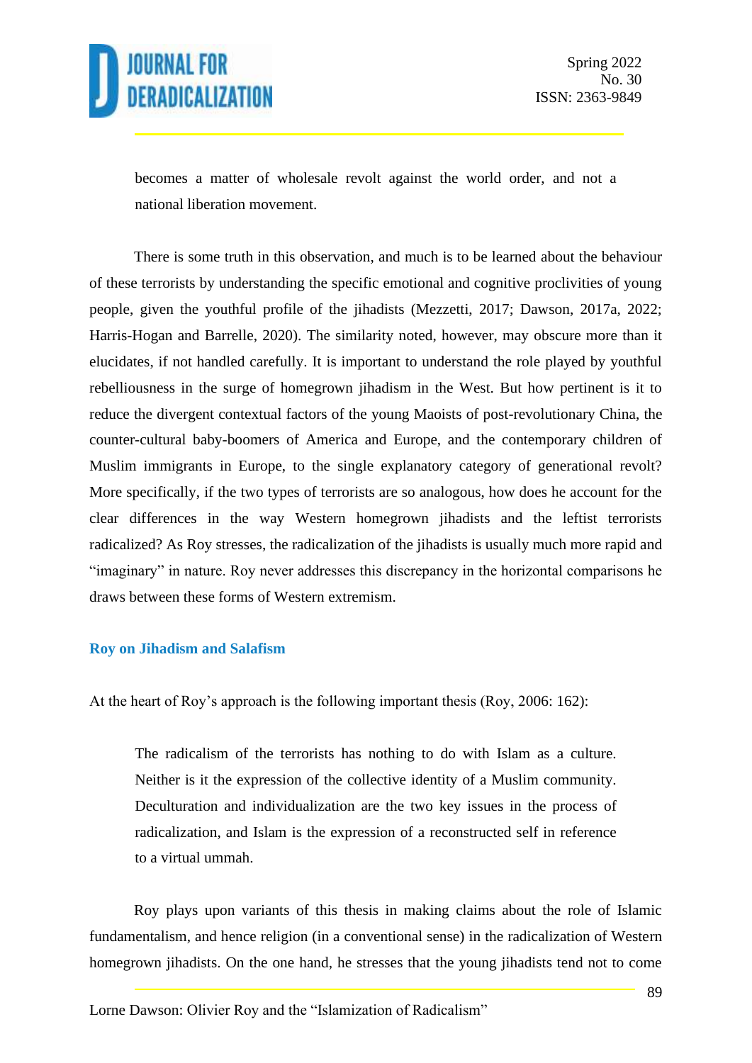> becomes a matter of wholesale revolt against the world order, and not a national liberation movement.

There is some truth in this observation, and much is to be learned about the behaviour of these terrorists by understanding the specific emotional and cognitive proclivities of young people, given the youthful profile of the jihadists (Mezzetti, 2017; Dawson, 2017a, 2022; Harris-Hogan and Barrelle, 2020). The similarity noted, however, may obscure more than it elucidates, if not handled carefully. It is important to understand the role played by youthful rebelliousness in the surge of homegrown jihadism in the West. But how pertinent is it to reduce the divergent contextual factors of the young Maoists of post-revolutionary China, the counter-cultural baby-boomers of America and Europe, and the contemporary children of Muslim immigrants in Europe, to the single explanatory category of generational revolt? More specifically, if the two types of terrorists are so analogous, how does he account for the clear differences in the way Western homegrown jihadists and the leftist terrorists radicalized? As Roy stresses, the radicalization of the jihadists is usually much more rapid and "imaginary" in nature. Roy never addresses this discrepancy in the horizontal comparisons he draws between these forms of Western extremism.

## Roy on Jihadism and Salafism

At the heart of Roy's approach is the following important thesis (Roy, 2006: 162):

> The radicalism of the terrorists has nothing to do with Islam as a culture. Neither is it the expression of the collective identity of a Muslim community. Deculturation and individualization are the two key issues in the process of radicalization, and Islam is the expression of a reconstructed self in reference to a virtual ummah.

Roy plays upon variants of this thesis in making claims about the role of Islamic fundamentalism, and hence religion (in a conventional sense) in the radicalization of Western homegrown jihadists. On the one hand, he stresses that the young jihadists tend not to come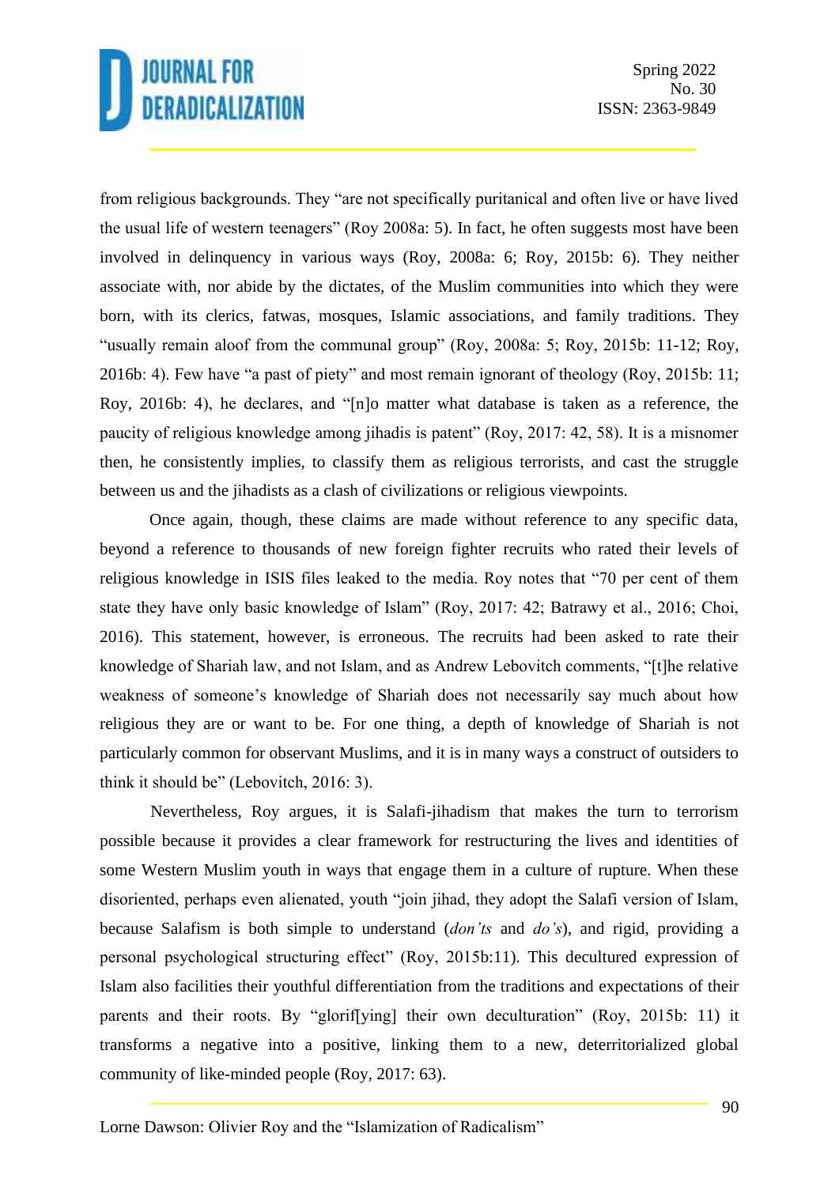from religious backgrounds. They "are not specifically puritanical and often live or have lived the usual life of western teenagers" (Roy 2008a: 5). In fact, he often suggests most have been involved in delinquency in various ways (Roy, 2008a: 6; Roy, 2015b: 6). They neither associate with, nor abide by the dictates, of the Muslim communities into which they were born, with its clerics, fatwas, mosques, Islamic associations, and family traditions. They "usually remain aloof from the communal group" (Roy, 2008a: 5; Roy, 2015b: 11-12; Roy, 2016b: 4). Few have "a past of piety" and most remain ignorant of theology (Roy, 2015b: 11; Roy, 2016b: 4), he declares, and "[n]o matter what database is taken as a reference, the paucity of religious knowledge among jihadis is patent" (Roy, 2017: 42, 58). It is a misnomer then, he consistently implies, to classify them as religious terrorists, and cast the struggle between us and the jihadists as a clash of civilizations or religious viewpoints.

Once again, though, these claims are made without reference to any specific data, beyond a reference to thousands of new foreign fighter recruits who rated their levels of religious knowledge in ISIS files leaked to the media. Roy notes that "70 per cent of them state they have only basic knowledge of Islam" (Roy, 2017: 42; Batrawy et al., 2016; Choi, 2016). This statement, however, is erroneous. The recruits had been asked to rate their knowledge of Shariah law, and not Islam, and as Andrew Lebovitch comments, "[t]he relative weakness of someone's knowledge of Shariah does not necessarily say much about how religious they are or want to be. For one thing, a depth of knowledge of Shariah is not particularly common for observant Muslims, and it is in many ways a construct of outsiders to think it should be" (Lebovitch, 2016: 3).

Nevertheless, Roy argues, it is Salafi-jihadism that makes the turn to terrorism possible because it provides a clear framework for restructuring the lives and identities of some Western Muslim youth in ways that engage them in a culture of rupture. When these disoriented, perhaps even alienated, youth "join jihad, they adopt the Salafi version of Islam, because Salafism is both simple to understand (*don'ts* and *do's*), and rigid, providing a personal psychological structuring effect" (Roy, 2015b:11). This decultured expression of Islam also facilities their youthful differentiation from the traditions and expectations of their parents and their roots. By "glorif[ying] their own deculturation" (Roy, 2015b: 11) it transforms a negative into a positive, linking them to a new, deterritorialized global community of like-minded people (Roy, 2017: 63).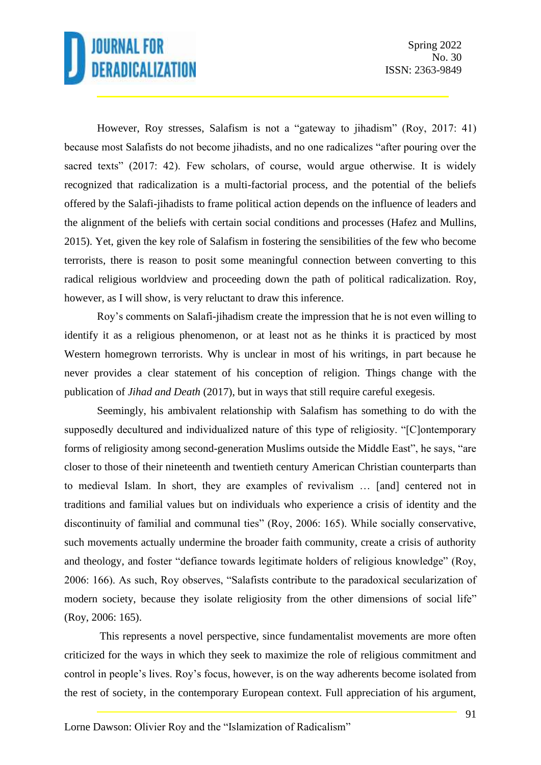However, Roy stresses, Salafism is not a "gateway to jihadism" (Roy, 2017: 41) because most Salafists do not become jihadists, and no one radicalizes "after pouring over the sacred texts" (2017: 42). Few scholars, of course, would argue otherwise. It is widely recognized that radicalization is a multi-factorial process, and the potential of the beliefs offered by the Salafi-jihadists to frame political action depends on the influence of leaders and the alignment of the beliefs with certain social conditions and processes (Hafez and Mullins, 2015). Yet, given the key role of Salafism in fostering the sensibilities of the few who become terrorists, there is reason to posit some meaningful connection between converting to this radical religious worldview and proceeding down the path of political radicalization. Roy, however, as I will show, is very reluctant to draw this inference.

Roy's comments on Salafi-jihadism create the impression that he is not even willing to identify it as a religious phenomenon, or at least not as he thinks it is practiced by most Western homegrown terrorists. Why is unclear in most of his writings, in part because he never provides a clear statement of his conception of religion. Things change with the publication of *Jihad and Death* (2017), but in ways that still require careful exegesis.

Seemingly, his ambivalent relationship with Salafism has something to do with the supposedly decultured and individualized nature of this type of religiosity. "[C]ontemporary forms of religiosity among second-generation Muslims outside the Middle East", he says, "are closer to those of their nineteenth and twentieth century American Christian counterparts than to medieval Islam. In short, they are examples of revivalism … [and] centered not in traditions and familial values but on individuals who experience a crisis of identity and the discontinuity of familial and communal ties" (Roy, 2006: 165). While socially conservative, such movements actually undermine the broader faith community, create a crisis of authority and theology, and foster "defiance towards legitimate holders of religious knowledge" (Roy, 2006: 166). As such, Roy observes, "Salafists contribute to the paradoxical secularization of modern society, because they isolate religiosity from the other dimensions of social life" (Roy, 2006: 165).

This represents a novel perspective, since fundamentalist movements are more often criticized for the ways in which they seek to maximize the role of religious commitment and control in people's lives. Roy's focus, however, is on the way adherents become isolated from the rest of society, in the contemporary European context. Full appreciation of his argument,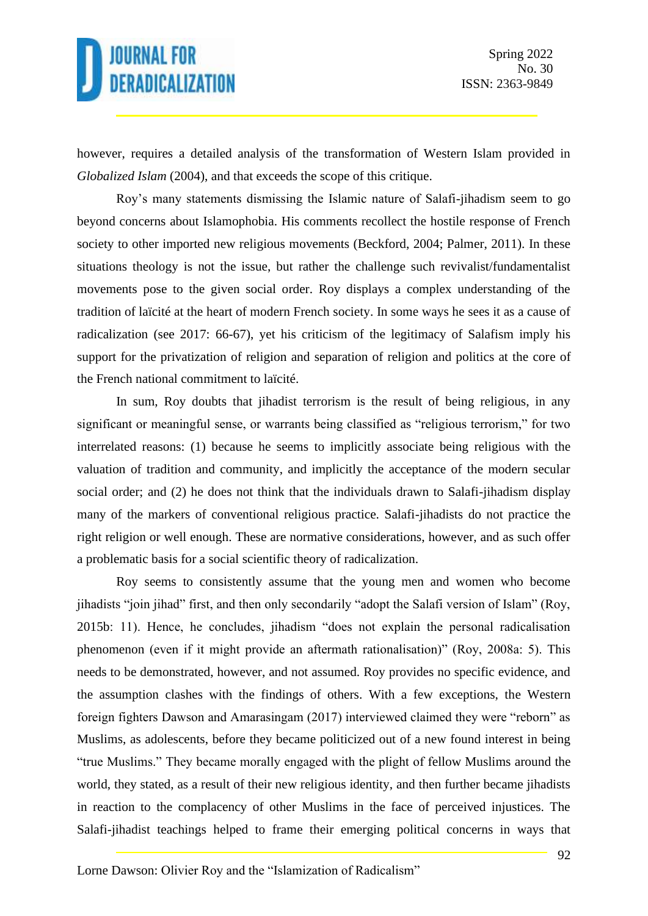however, requires a detailed analysis of the transformation of Western Islam provided in *Globalized Islam* (2004), and that exceeds the scope of this critique.

Roy's many statements dismissing the Islamic nature of Salafi-jihadism seem to go beyond concerns about Islamophobia. His comments recollect the hostile response of French society to other imported new religious movements (Beckford, 2004; Palmer, 2011). In these situations theology is not the issue, but rather the challenge such revivalist/fundamentalist movements pose to the given social order. Roy displays a complex understanding of the tradition of laïcité at the heart of modern French society. In some ways he sees it as a cause of radicalization (see 2017: 66-67), yet his criticism of the legitimacy of Salafism imply his support for the privatization of religion and separation of religion and politics at the core of the French national commitment to laïcité.

In sum, Roy doubts that jihadist terrorism is the result of being religious, in any significant or meaningful sense, or warrants being classified as "religious terrorism," for two interrelated reasons: (1) because he seems to implicitly associate being religious with the valuation of tradition and community, and implicitly the acceptance of the modern secular social order; and (2) he does not think that the individuals drawn to Salafi-jihadism display many of the markers of conventional religious practice. Salafi-jihadists do not practice the right religion or well enough. These are normative considerations, however, and as such offer a problematic basis for a social scientific theory of radicalization.

Roy seems to consistently assume that the young men and women who become jihadists "join jihad" first, and then only secondarily "adopt the Salafi version of Islam" (Roy, 2015b: 11). Hence, he concludes, jihadism "does not explain the personal radicalisation phenomenon (even if it might provide an aftermath rationalisation)" (Roy, 2008a: 5). This needs to be demonstrated, however, and not assumed. Roy provides no specific evidence, and the assumption clashes with the findings of others. With a few exceptions, the Western foreign fighters Dawson and Amarasingam (2017) interviewed claimed they were "reborn" as Muslims, as adolescents, before they became politicized out of a new found interest in being "true Muslims." They became morally engaged with the plight of fellow Muslims around the world, they stated, as a result of their new religious identity, and then further became jihadists in reaction to the complacency of other Muslims in the face of perceived injustices. The Salafi-jihadist teachings helped to frame their emerging political concerns in ways that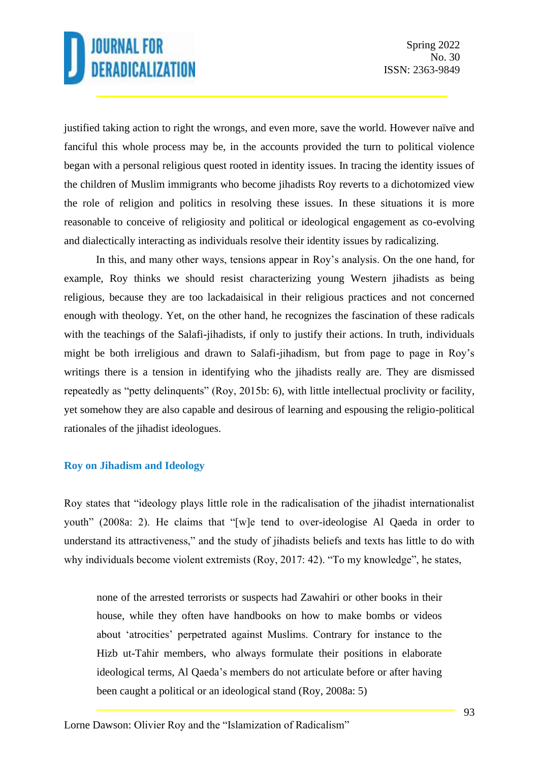justified taking action to right the wrongs, and even more, save the world. However naïve and fanciful this whole process may be, in the accounts provided the turn to political violence began with a personal religious quest rooted in identity issues. In tracing the identity issues of the children of Muslim immigrants who become jihadists Roy reverts to a dichotomized view the role of religion and politics in resolving these issues. In these situations it is more reasonable to conceive of religiosity and political or ideological engagement as co-evolving and dialectically interacting as individuals resolve their identity issues by radicalizing.

In this, and many other ways, tensions appear in Roy's analysis. On the one hand, for example, Roy thinks we should resist characterizing young Western jihadists as being religious, because they are too lackadaisical in their religious practices and not concerned enough with theology. Yet, on the other hand, he recognizes the fascination of these radicals with the teachings of the Salafi-jihadists, if only to justify their actions. In truth, individuals might be both irreligious and drawn to Salafi-jihadism, but from page to page in Roy's writings there is a tension in identifying who the jihadists really are. They are dismissed repeatedly as "petty delinquents" (Roy, 2015b: 6), with little intellectual proclivity or facility, yet somehow they are also capable and desirous of learning and espousing the religio-political rationales of the jihadist ideologues.

### Roy on Jihadism and Ideology

Roy states that "ideology plays little role in the radicalisation of the jihadist internationalist youth" (2008a: 2). He claims that "[w]e tend to over-ideologise Al Qaeda in order to understand its attractiveness," and the study of jihadists beliefs and texts has little to do with why individuals become violent extremists (Roy, 2017: 42). "To my knowledge", he states,

> none of the arrested terrorists or suspects had Zawahiri or other books in their house, while they often have handbooks on how to make bombs or videos about 'atrocities' perpetrated against Muslims. Contrary for instance to the Hizb ut-Tahir members, who always formulate their positions in elaborate ideological terms, Al Qaeda's members do not articulate before or after having been caught a political or an ideological stand (Roy, 2008a: 5)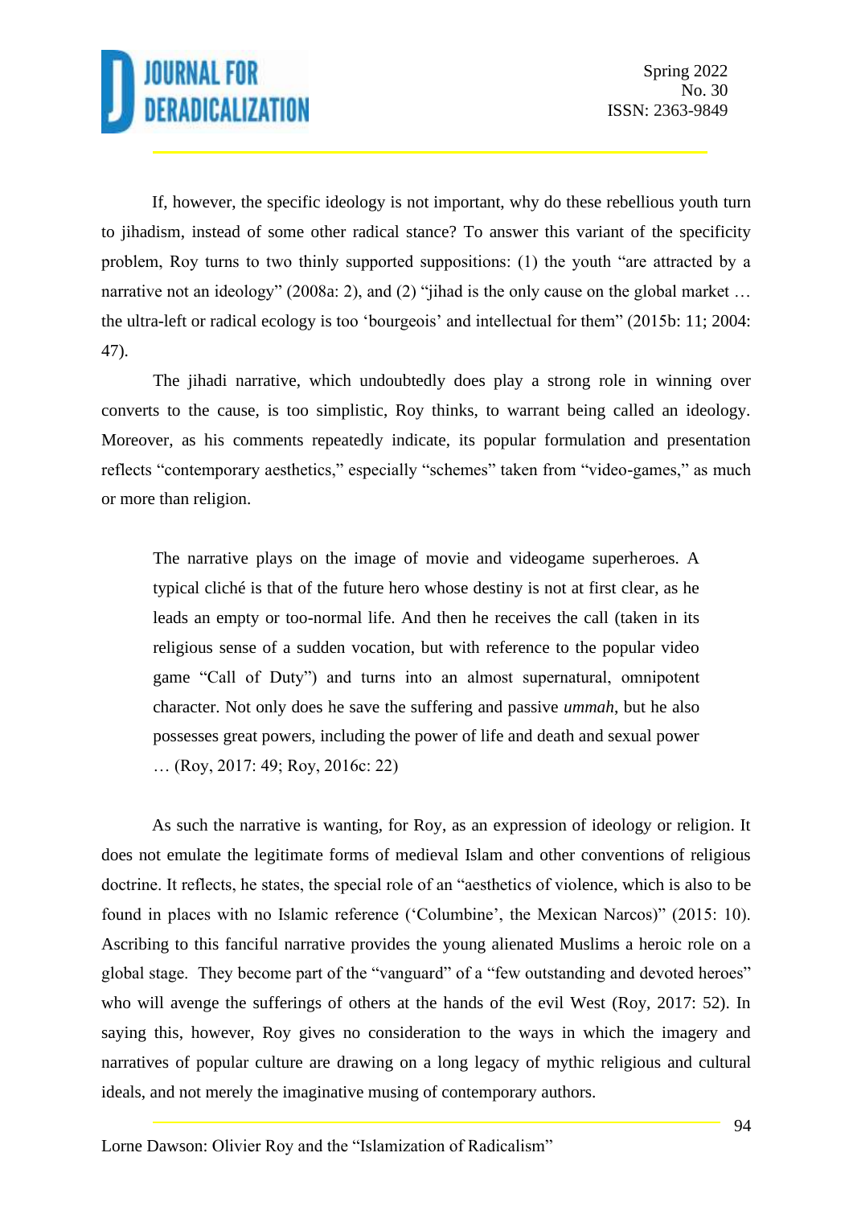If, however, the specific ideology is not important, why do these rebellious youth turn to jihadism, instead of some other radical stance? To answer this variant of the specificity problem, Roy turns to two thinly supported suppositions: (1) the youth "are attracted by a narrative not an ideology" (2008a: 2), and (2) "jihad is the only cause on the global market … the ultra-left or radical ecology is too 'bourgeois' and intellectual for them" (2015b: 11; 2004: 47).

The jihadi narrative, which undoubtedly does play a strong role in winning over converts to the cause, is too simplistic, Roy thinks, to warrant being called an ideology. Moreover, as his comments repeatedly indicate, its popular formulation and presentation reflects "contemporary aesthetics," especially "schemes" taken from "video-games," as much or more than religion.

> The narrative plays on the image of movie and videogame superheroes. A typical cliché is that of the future hero whose destiny is not at first clear, as he leads an empty or too-normal life. And then he receives the call (taken in its religious sense of a sudden vocation, but with reference to the popular video game "Call of Duty") and turns into an almost supernatural, omnipotent character. Not only does he save the suffering and passive *ummah*, but he also possesses great powers, including the power of life and death and sexual power … (Roy, 2017: 49; Roy, 2016c: 22)

As such the narrative is wanting, for Roy, as an expression of ideology or religion. It does not emulate the legitimate forms of medieval Islam and other conventions of religious doctrine. It reflects, he states, the special role of an "aesthetics of violence, which is also to be found in places with no Islamic reference ('Columbine', the Mexican Narcos)" (2015: 10). Ascribing to this fanciful narrative provides the young alienated Muslims a heroic role on a global stage. They become part of the "vanguard" of a "few outstanding and devoted heroes" who will avenge the sufferings of others at the hands of the evil West (Roy, 2017: 52). In saying this, however, Roy gives no consideration to the ways in which the imagery and narratives of popular culture are drawing on a long legacy of mythic religious and cultural ideals, and not merely the imaginative musing of contemporary authors.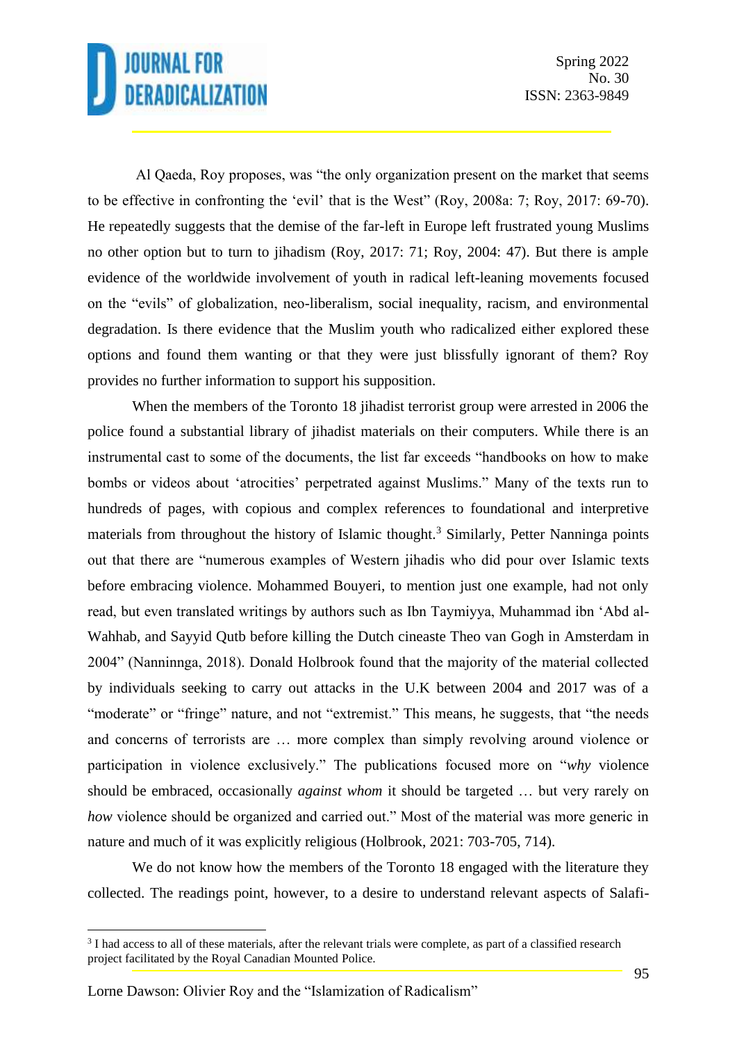Al Qaeda, Roy proposes, was "the only organization present on the market that seems to be effective in confronting the 'evil' that is the West" (Roy, 2008a: 7; Roy, 2017: 69-70). He repeatedly suggests that the demise of the far-left in Europe left frustrated young Muslims no other option but to turn to jihadism (Roy, 2017: 71; Roy, 2004: 47). But there is ample evidence of the worldwide involvement of youth in radical left-leaning movements focused on the "evils" of globalization, neo-liberalism, social inequality, racism, and environmental degradation. Is there evidence that the Muslim youth who radicalized either explored these options and found them wanting or that they were just blissfully ignorant of them? Roy provides no further information to support his supposition.

When the members of the Toronto 18 jihadist terrorist group were arrested in 2006 the police found a substantial library of jihadist materials on their computers. While there is an instrumental cast to some of the documents, the list far exceeds "handbooks on how to make bombs or videos about 'atrocities' perpetrated against Muslims." Many of the texts run to hundreds of pages, with copious and complex references to foundational and interpretive materials from throughout the history of Islamic thought.[3] Similarly, Petter Nanninga points out that there are "numerous examples of Western jihadis who did pour over Islamic texts before embracing violence. Mohammed Bouyeri, to mention just one example, had not only read, but even translated writings by authors such as Ibn Taymiyya, Muhammad ibn 'Abd al-Wahhab, and Sayyid Qutb before killing the Dutch cineaste Theo van Gogh in Amsterdam in 2004" (Nanninnga, 2018). Donald Holbrook found that the majority of the material collected by individuals seeking to carry out attacks in the U.K between 2004 and 2017 was of a "moderate" or "fringe" nature, and not "extremist." This means, he suggests, that "the needs and concerns of terrorists are … more complex than simply revolving around violence or participation in violence exclusively." The publications focused more on "*why* violence should be embraced, occasionally *against whom* it should be targeted … but very rarely on *how* violence should be organized and carried out." Most of the material was more generic in nature and much of it was explicitly religious (Holbrook, 2021: 703-705, 714).

We do not know how the members of the Toronto 18 engaged with the literature they collected. The readings point, however, to a desire to understand relevant aspects of Salafi-

[3] I had access to all of these materials, after the relevant trials were complete, as part of a classified research project facilitated by the Royal Canadian Mounted Police.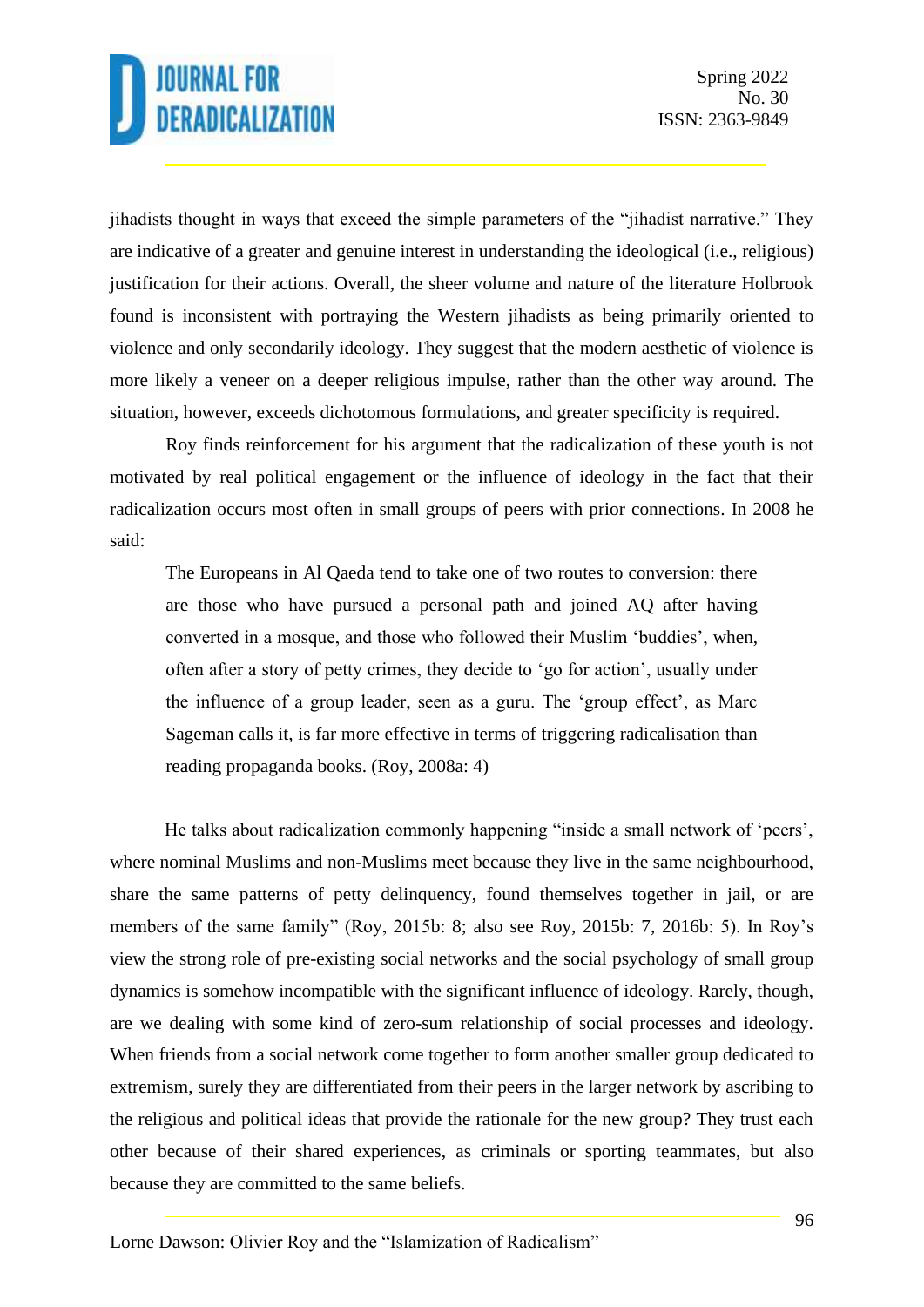jihadists thought in ways that exceed the simple parameters of the "jihadist narrative." They are indicative of a greater and genuine interest in understanding the ideological (i.e., religious) justification for their actions. Overall, the sheer volume and nature of the literature Holbrook found is inconsistent with portraying the Western jihadists as being primarily oriented to violence and only secondarily ideology. They suggest that the modern aesthetic of violence is more likely a veneer on a deeper religious impulse, rather than the other way around. The situation, however, exceeds dichotomous formulations, and greater specificity is required.

Roy finds reinforcement for his argument that the radicalization of these youth is not motivated by real political engagement or the influence of ideology in the fact that their radicalization occurs most often in small groups of peers with prior connections. In 2008 he said:

> The Europeans in Al Qaeda tend to take one of two routes to conversion: there are those who have pursued a personal path and joined AQ after having converted in a mosque, and those who followed their Muslim 'buddies', when, often after a story of petty crimes, they decide to 'go for action', usually under the influence of a group leader, seen as a guru. The 'group effect', as Marc Sageman calls it, is far more effective in terms of triggering radicalisation than reading propaganda books. (Roy, 2008a: 4)

He talks about radicalization commonly happening "inside a small network of 'peers', where nominal Muslims and non-Muslims meet because they live in the same neighbourhood, share the same patterns of petty delinquency, found themselves together in jail, or are members of the same family" (Roy, 2015b: 8; also see Roy, 2015b: 7, 2016b: 5). In Roy's view the strong role of pre-existing social networks and the social psychology of small group dynamics is somehow incompatible with the significant influence of ideology. Rarely, though, are we dealing with some kind of zero-sum relationship of social processes and ideology. When friends from a social network come together to form another smaller group dedicated to extremism, surely they are differentiated from their peers in the larger network by ascribing to the religious and political ideas that provide the rationale for the new group? They trust each other because of their shared experiences, as criminals or sporting teammates, but also because they are committed to the same beliefs.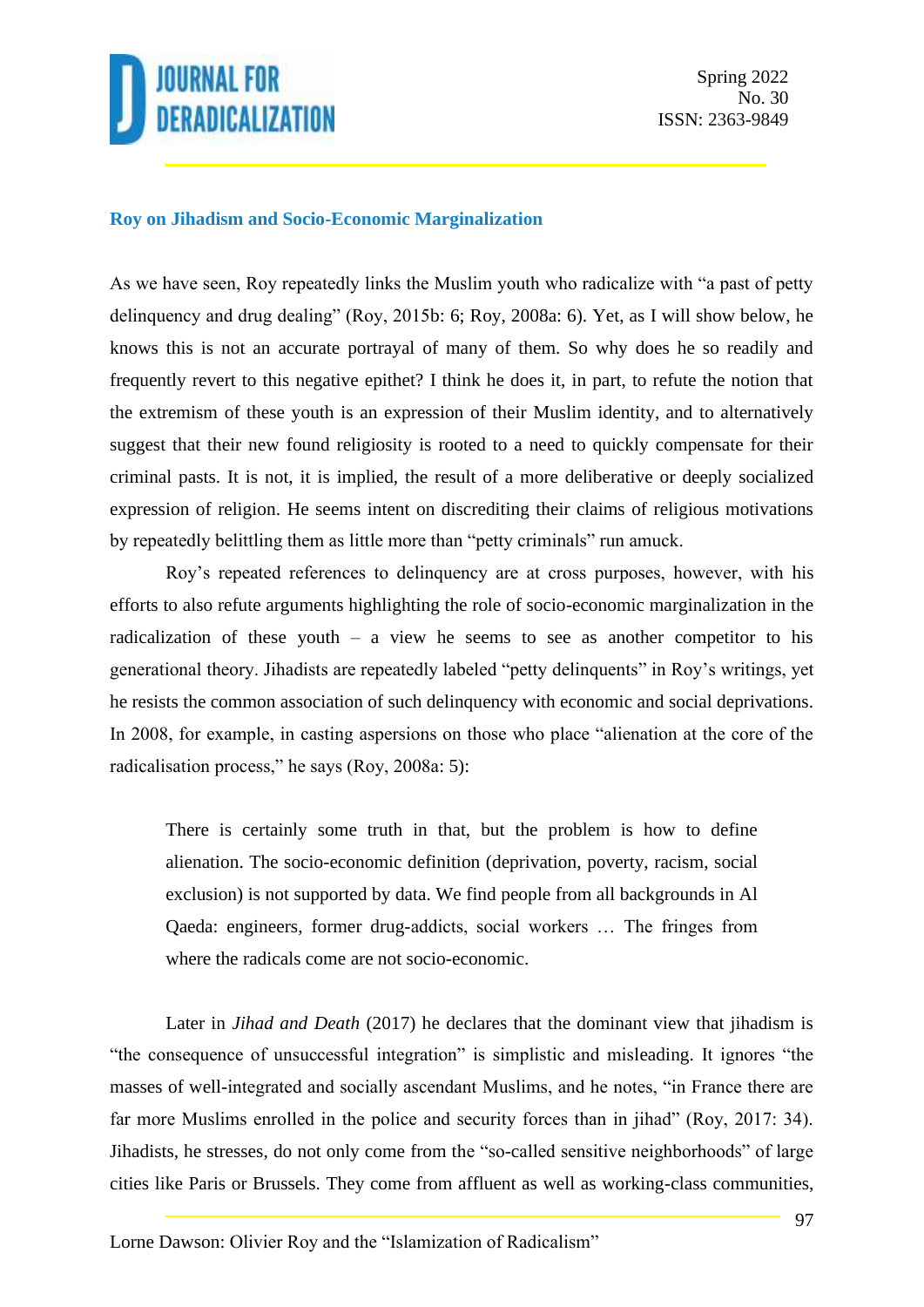### Roy on Jihadism and Socio-Economic Marginalization

As we have seen, Roy repeatedly links the Muslim youth who radicalize with "a past of petty delinquency and drug dealing" (Roy, 2015b: 6; Roy, 2008a: 6). Yet, as I will show below, he knows this is not an accurate portrayal of many of them. So why does he so readily and frequently revert to this negative epithet? I think he does it, in part, to refute the notion that the extremism of these youth is an expression of their Muslim identity, and to alternatively suggest that their new found religiosity is rooted to a need to quickly compensate for their criminal pasts. It is not, it is implied, the result of a more deliberative or deeply socialized expression of religion. He seems intent on discrediting their claims of religious motivations by repeatedly belittling them as little more than "petty criminals" run amuck.

Roy's repeated references to delinquency are at cross purposes, however, with his efforts to also refute arguments highlighting the role of socio-economic marginalization in the radicalization of these youth – a view he seems to see as another competitor to his generational theory. Jihadists are repeatedly labeled "petty delinquents" in Roy's writings, yet he resists the common association of such delinquency with economic and social deprivations. In 2008, for example, in casting aspersions on those who place "alienation at the core of the radicalisation process," he says (Roy, 2008a: 5):

> There is certainly some truth in that, but the problem is how to define alienation. The socio-economic definition (deprivation, poverty, racism, social exclusion) is not supported by data. We find people from all backgrounds in Al Qaeda: engineers, former drug-addicts, social workers … The fringes from where the radicals come are not socio-economic.

Later in *Jihad and Death* (2017) he declares that the dominant view that jihadism is "the consequence of unsuccessful integration" is simplistic and misleading. It ignores "the masses of well-integrated and socially ascendant Muslims, and he notes, "in France there are far more Muslims enrolled in the police and security forces than in jihad" (Roy, 2017: 34). Jihadists, he stresses, do not only come from the "so-called sensitive neighborhoods" of large cities like Paris or Brussels. They come from affluent as well as working-class communities,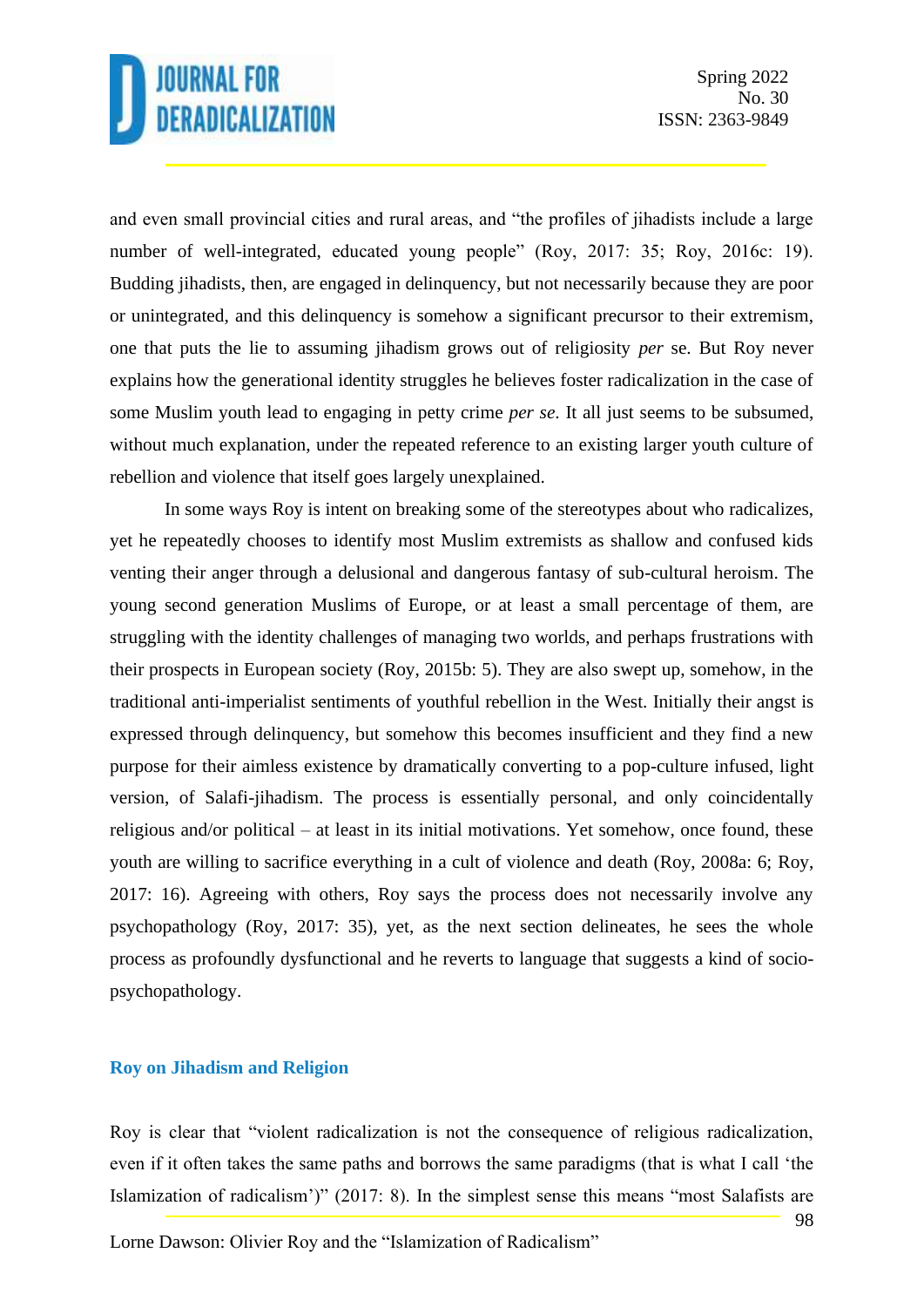and even small provincial cities and rural areas, and "the profiles of jihadists include a large number of well-integrated, educated young people" (Roy, 2017: 35; Roy, 2016c: 19). Budding jihadists, then, are engaged in delinquency, but not necessarily because they are poor or unintegrated, and this delinquency is somehow a significant precursor to their extremism, one that puts the lie to assuming jihadism grows out of religiosity *per* se. But Roy never explains how the generational identity struggles he believes foster radicalization in the case of some Muslim youth lead to engaging in petty crime *per se*. It all just seems to be subsumed, without much explanation, under the repeated reference to an existing larger youth culture of rebellion and violence that itself goes largely unexplained.

In some ways Roy is intent on breaking some of the stereotypes about who radicalizes, yet he repeatedly chooses to identify most Muslim extremists as shallow and confused kids venting their anger through a delusional and dangerous fantasy of sub-cultural heroism. The young second generation Muslims of Europe, or at least a small percentage of them, are struggling with the identity challenges of managing two worlds, and perhaps frustrations with their prospects in European society (Roy, 2015b: 5). They are also swept up, somehow, in the traditional anti-imperialist sentiments of youthful rebellion in the West. Initially their angst is expressed through delinquency, but somehow this becomes insufficient and they find a new purpose for their aimless existence by dramatically converting to a pop-culture infused, light version, of Salafi-jihadism. The process is essentially personal, and only coincidentally religious and/or political – at least in its initial motivations. Yet somehow, once found, these youth are willing to sacrifice everything in a cult of violence and death (Roy, 2008a: 6; Roy, 2017: 16). Agreeing with others, Roy says the process does not necessarily involve any psychopathology (Roy, 2017: 35), yet, as the next section delineates, he sees the whole process as profoundly dysfunctional and he reverts to language that suggests a kind of socio-psychopathology.

## Roy on Jihadism and Religion

Roy is clear that "violent radicalization is not the consequence of religious radicalization, even if it often takes the same paths and borrows the same paradigms (that is what I call 'the Islamization of radicalism')" (2017: 8). In the simplest sense this means "most Salafists are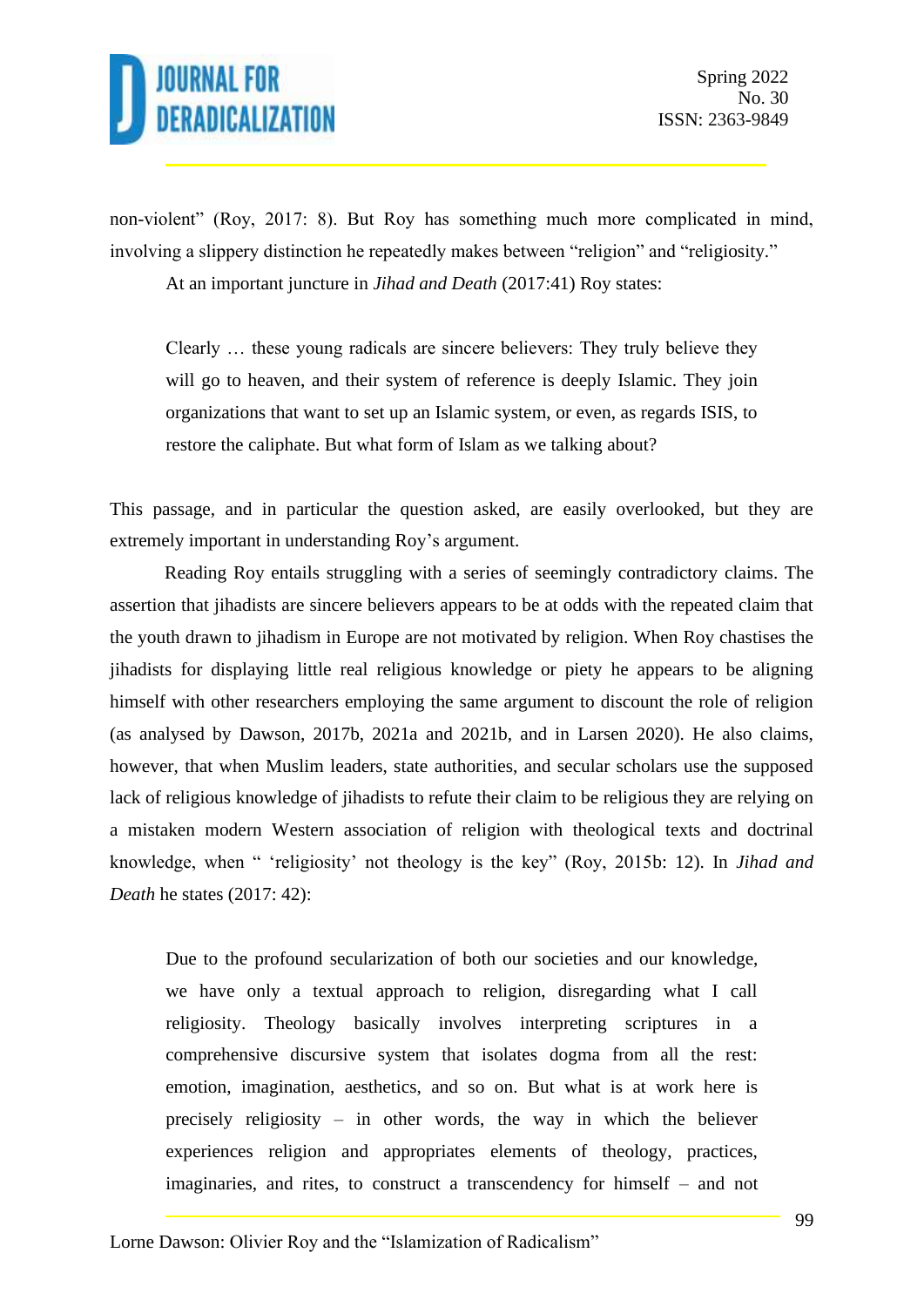non-violent" (Roy, 2017: 8). But Roy has something much more complicated in mind, involving a slippery distinction he repeatedly makes between "religion" and "religiosity."

At an important juncture in *Jihad and Death* (2017:41) Roy states:

> Clearly … these young radicals are sincere believers: They truly believe they will go to heaven, and their system of reference is deeply Islamic. They join organizations that want to set up an Islamic system, or even, as regards ISIS, to restore the caliphate. But what form of Islam as we talking about?

This passage, and in particular the question asked, are easily overlooked, but they are extremely important in understanding Roy's argument.

Reading Roy entails struggling with a series of seemingly contradictory claims. The assertion that jihadists are sincere believers appears to be at odds with the repeated claim that the youth drawn to jihadism in Europe are not motivated by religion. When Roy chastises the jihadists for displaying little real religious knowledge or piety he appears to be aligning himself with other researchers employing the same argument to discount the role of religion (as analysed by Dawson, 2017b, 2021a and 2021b, and in Larsen 2020). He also claims, however, that when Muslim leaders, state authorities, and secular scholars use the supposed lack of religious knowledge of jihadists to refute their claim to be religious they are relying on a mistaken modern Western association of religion with theological texts and doctrinal knowledge, when " 'religiosity' not theology is the key" (Roy, 2015b: 12). In *Jihad and Death* he states (2017: 42):

> Due to the profound secularization of both our societies and our knowledge, we have only a textual approach to religion, disregarding what I call religiosity. Theology basically involves interpreting scriptures in a comprehensive discursive system that isolates dogma from all the rest: emotion, imagination, aesthetics, and so on. But what is at work here is precisely religiosity – in other words, the way in which the believer experiences religion and appropriates elements of theology, practices, imaginaries, and rites, to construct a transcendency for himself – and not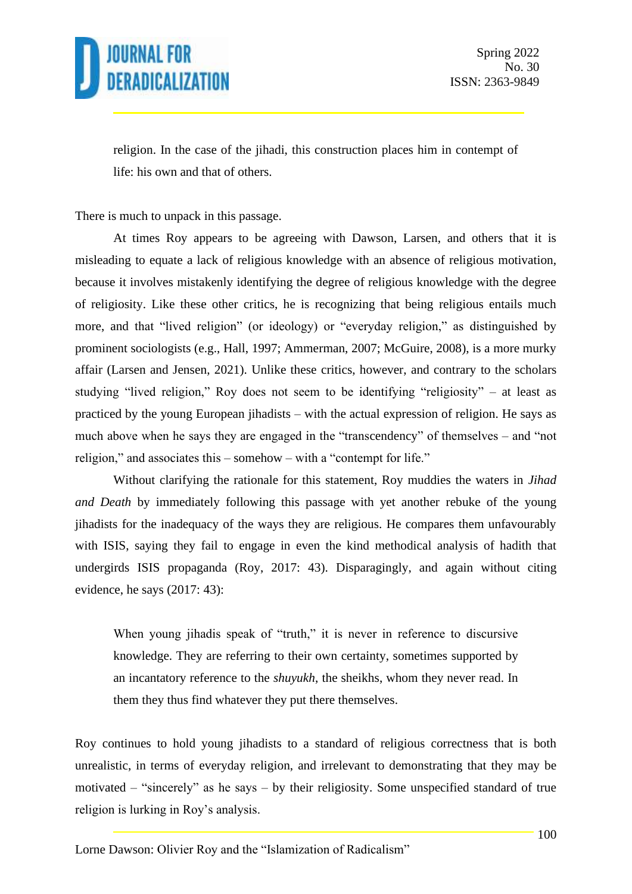> religion. In the case of the jihadi, this construction places him in contempt of life: his own and that of others.

There is much to unpack in this passage.

At times Roy appears to be agreeing with Dawson, Larsen, and others that it is misleading to equate a lack of religious knowledge with an absence of religious motivation, because it involves mistakenly identifying the degree of religious knowledge with the degree of religiosity. Like these other critics, he is recognizing that being religious entails much more, and that "lived religion" (or ideology) or "everyday religion," as distinguished by prominent sociologists (e.g., Hall, 1997; Ammerman, 2007; McGuire, 2008), is a more murky affair (Larsen and Jensen, 2021). Unlike these critics, however, and contrary to the scholars studying "lived religion," Roy does not seem to be identifying "religiosity" – at least as practiced by the young European jihadists – with the actual expression of religion. He says as much above when he says they are engaged in the "transcendency" of themselves – and "not religion," and associates this – somehow – with a "contempt for life."

Without clarifying the rationale for this statement, Roy muddies the waters in *Jihad and Death* by immediately following this passage with yet another rebuke of the young jihadists for the inadequacy of the ways they are religious. He compares them unfavourably with ISIS, saying they fail to engage in even the kind methodical analysis of hadith that undergirds ISIS propaganda (Roy, 2017: 43). Disparagingly, and again without citing evidence, he says (2017: 43):

> When young jihadis speak of "truth," it is never in reference to discursive knowledge. They are referring to their own certainty, sometimes supported by an incantatory reference to the *shuyukh*, the sheikhs, whom they never read. In them they thus find whatever they put there themselves.

Roy continues to hold young jihadists to a standard of religious correctness that is both unrealistic, in terms of everyday religion, and irrelevant to demonstrating that they may be motivated – "sincerely" as he says – by their religiosity. Some unspecified standard of true religion is lurking in Roy's analysis.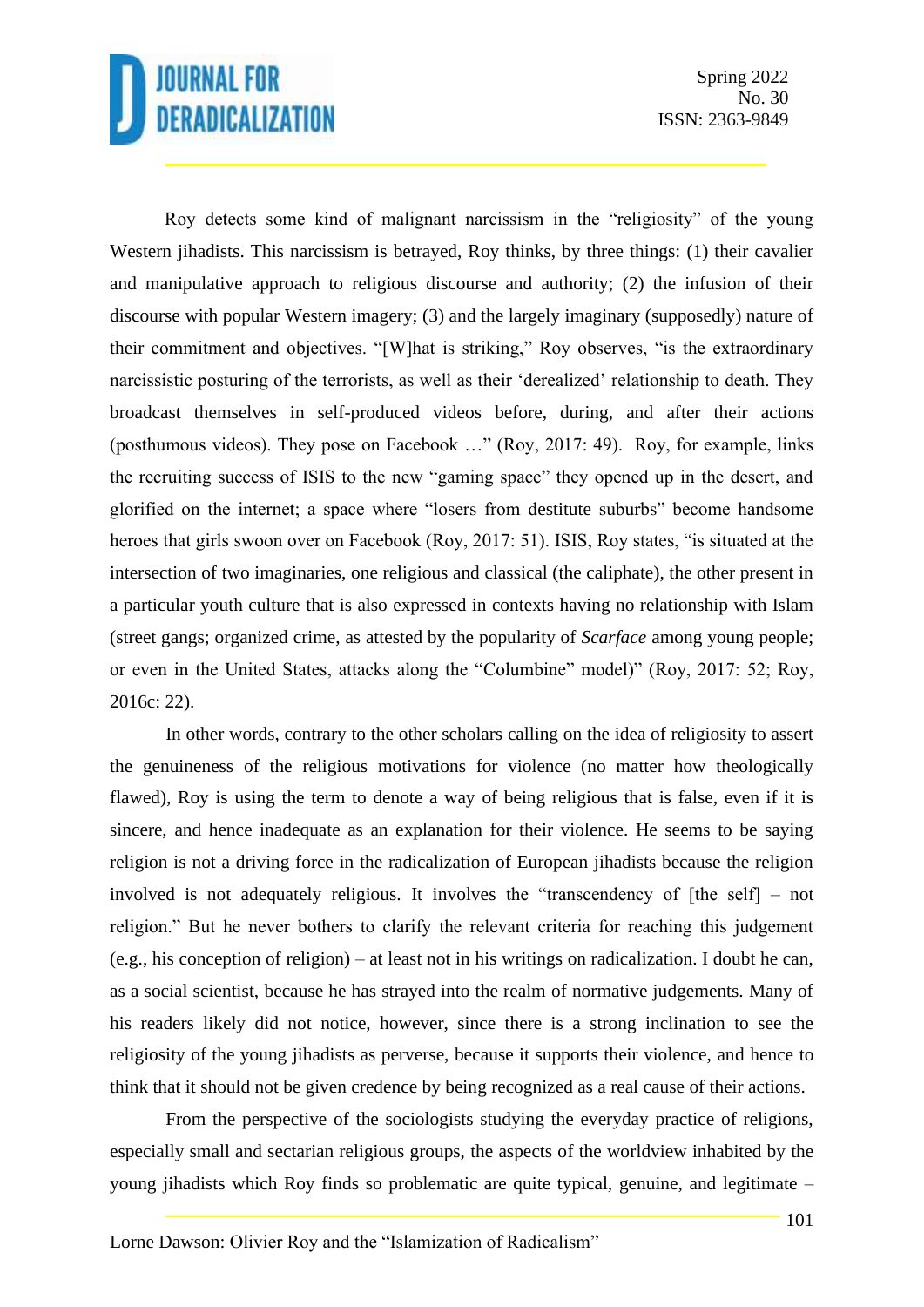Roy detects some kind of malignant narcissism in the "religiosity" of the young Western jihadists. This narcissism is betrayed, Roy thinks, by three things: (1) their cavalier and manipulative approach to religious discourse and authority; (2) the infusion of their discourse with popular Western imagery; (3) and the largely imaginary (supposedly) nature of their commitment and objectives. "[W]hat is striking," Roy observes, "is the extraordinary narcissistic posturing of the terrorists, as well as their 'derealized' relationship to death. They broadcast themselves in self-produced videos before, during, and after their actions (posthumous videos). They pose on Facebook …" (Roy, 2017: 49). Roy, for example, links the recruiting success of ISIS to the new "gaming space" they opened up in the desert, and glorified on the internet; a space where "losers from destitute suburbs" become handsome heroes that girls swoon over on Facebook (Roy, 2017: 51). ISIS, Roy states, "is situated at the intersection of two imaginaries, one religious and classical (the caliphate), the other present in a particular youth culture that is also expressed in contexts having no relationship with Islam (street gangs; organized crime, as attested by the popularity of *Scarface* among young people; or even in the United States, attacks along the "Columbine" model)" (Roy, 2017: 52; Roy, 2016c: 22).

In other words, contrary to the other scholars calling on the idea of religiosity to assert the genuineness of the religious motivations for violence (no matter how theologically flawed), Roy is using the term to denote a way of being religious that is false, even if it is sincere, and hence inadequate as an explanation for their violence. He seems to be saying religion is not a driving force in the radicalization of European jihadists because the religion involved is not adequately religious. It involves the "transcendency of [the self] – not religion." But he never bothers to clarify the relevant criteria for reaching this judgement (e.g., his conception of religion) – at least not in his writings on radicalization. I doubt he can, as a social scientist, because he has strayed into the realm of normative judgements. Many of his readers likely did not notice, however, since there is a strong inclination to see the religiosity of the young jihadists as perverse, because it supports their violence, and hence to think that it should not be given credence by being recognized as a real cause of their actions.

From the perspective of the sociologists studying the everyday practice of religions, especially small and sectarian religious groups, the aspects of the worldview inhabited by the young jihadists which Roy finds so problematic are quite typical, genuine, and legitimate –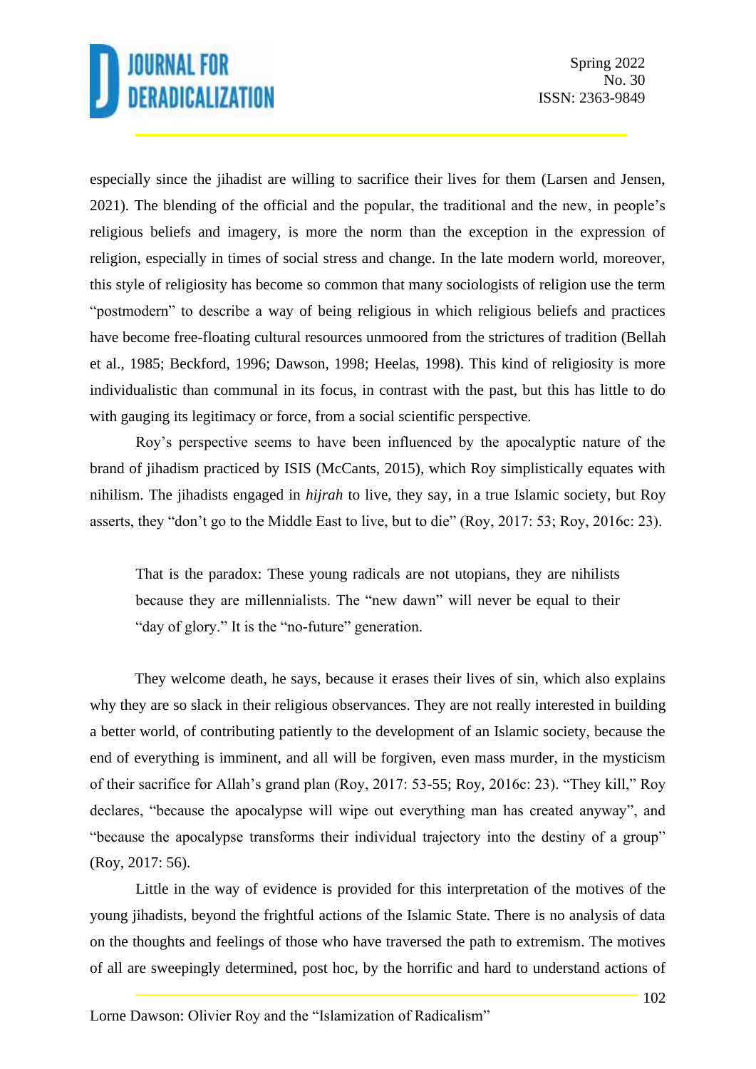especially since the jihadist are willing to sacrifice their lives for them (Larsen and Jensen, 2021). The blending of the official and the popular, the traditional and the new, in people's religious beliefs and imagery, is more the norm than the exception in the expression of religion, especially in times of social stress and change. In the late modern world, moreover, this style of religiosity has become so common that many sociologists of religion use the term "postmodern" to describe a way of being religious in which religious beliefs and practices have become free-floating cultural resources unmoored from the strictures of tradition (Bellah et al., 1985; Beckford, 1996; Dawson, 1998; Heelas, 1998). This kind of religiosity is more individualistic than communal in its focus, in contrast with the past, but this has little to do with gauging its legitimacy or force, from a social scientific perspective.

Roy's perspective seems to have been influenced by the apocalyptic nature of the brand of jihadism practiced by ISIS (McCants, 2015), which Roy simplistically equates with nihilism. The jihadists engaged in *hijrah* to live, they say, in a true Islamic society, but Roy asserts, they "don't go to the Middle East to live, but to die" (Roy, 2017: 53; Roy, 2016c: 23).

> That is the paradox: These young radicals are not utopians, they are nihilists because they are millennialists. The "new dawn" will never be equal to their "day of glory." It is the "no-future" generation.

They welcome death, he says, because it erases their lives of sin, which also explains why they are so slack in their religious observances. They are not really interested in building a better world, of contributing patiently to the development of an Islamic society, because the end of everything is imminent, and all will be forgiven, even mass murder, in the mysticism of their sacrifice for Allah's grand plan (Roy, 2017: 53-55; Roy, 2016c: 23). "They kill," Roy declares, "because the apocalypse will wipe out everything man has created anyway", and "because the apocalypse transforms their individual trajectory into the destiny of a group" (Roy, 2017: 56).

Little in the way of evidence is provided for this interpretation of the motives of the young jihadists, beyond the frightful actions of the Islamic State. There is no analysis of data on the thoughts and feelings of those who have traversed the path to extremism. The motives of all are sweepingly determined, post hoc, by the horrific and hard to understand actions of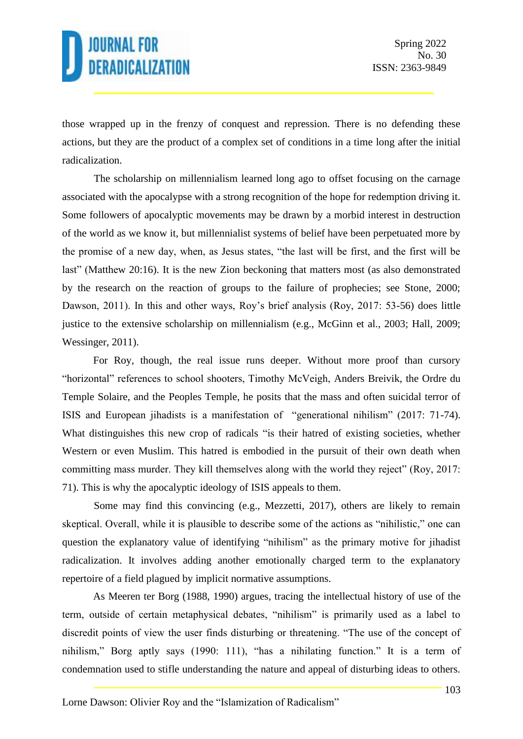those wrapped up in the frenzy of conquest and repression. There is no defending these actions, but they are the product of a complex set of conditions in a time long after the initial radicalization.

The scholarship on millennialism learned long ago to offset focusing on the carnage associated with the apocalypse with a strong recognition of the hope for redemption driving it. Some followers of apocalyptic movements may be drawn by a morbid interest in destruction of the world as we know it, but millennialist systems of belief have been perpetuated more by the promise of a new day, when, as Jesus states, "the last will be first, and the first will be last" (Matthew 20:16). It is the new Zion beckoning that matters most (as also demonstrated by the research on the reaction of groups to the failure of prophecies; see Stone, 2000; Dawson, 2011). In this and other ways, Roy's brief analysis (Roy, 2017: 53-56) does little justice to the extensive scholarship on millennialism (e.g., McGinn et al., 2003; Hall, 2009; Wessinger, 2011).

For Roy, though, the real issue runs deeper. Without more proof than cursory "horizontal" references to school shooters, Timothy McVeigh, Anders Breivik, the Ordre du Temple Solaire, and the Peoples Temple, he posits that the mass and often suicidal terror of ISIS and European jihadists is a manifestation of "generational nihilism" (2017: 71-74). What distinguishes this new crop of radicals "is their hatred of existing societies, whether Western or even Muslim. This hatred is embodied in the pursuit of their own death when committing mass murder. They kill themselves along with the world they reject" (Roy, 2017: 71). This is why the apocalyptic ideology of ISIS appeals to them.

Some may find this convincing (e.g., Mezzetti, 2017), others are likely to remain skeptical. Overall, while it is plausible to describe some of the actions as "nihilistic," one can question the explanatory value of identifying "nihilism" as the primary motive for jihadist radicalization. It involves adding another emotionally charged term to the explanatory repertoire of a field plagued by implicit normative assumptions.

As Meeren ter Borg (1988, 1990) argues, tracing the intellectual history of use of the term, outside of certain metaphysical debates, "nihilism" is primarily used as a label to discredit points of view the user finds disturbing or threatening. "The use of the concept of nihilism," Borg aptly says (1990: 111), "has a nihilating function." It is a term of condemnation used to stifle understanding the nature and appeal of disturbing ideas to others.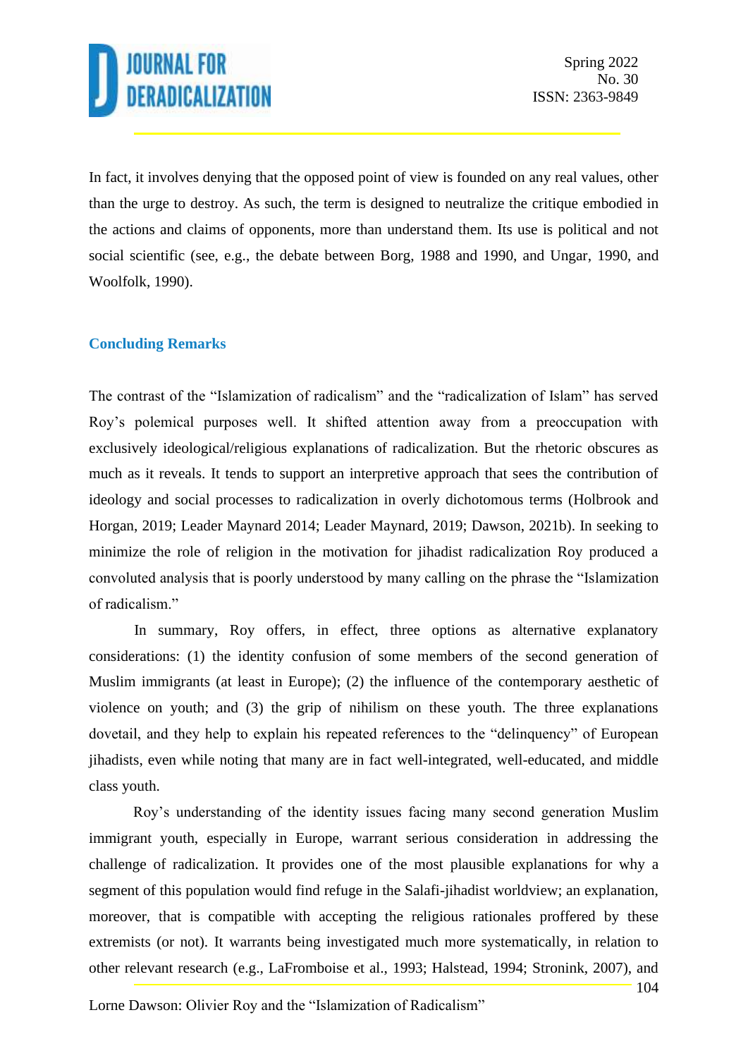In fact, it involves denying that the opposed point of view is founded on any real values, other than the urge to destroy. As such, the term is designed to neutralize the critique embodied in the actions and claims of opponents, more than understand them. Its use is political and not social scientific (see, e.g., the debate between Borg, 1988 and 1990, and Ungar, 1990, and Woolfolk, 1990).

## Concluding Remarks

The contrast of the "Islamization of radicalism" and the "radicalization of Islam" has served Roy's polemical purposes well. It shifted attention away from a preoccupation with exclusively ideological/religious explanations of radicalization. But the rhetoric obscures as much as it reveals. It tends to support an interpretive approach that sees the contribution of ideology and social processes to radicalization in overly dichotomous terms (Holbrook and Horgan, 2019; Leader Maynard 2014; Leader Maynard, 2019; Dawson, 2021b). In seeking to minimize the role of religion in the motivation for jihadist radicalization Roy produced a convoluted analysis that is poorly understood by many calling on the phrase the "Islamization of radicalism."

In summary, Roy offers, in effect, three options as alternative explanatory considerations: (1) the identity confusion of some members of the second generation of Muslim immigrants (at least in Europe); (2) the influence of the contemporary aesthetic of violence on youth; and (3) the grip of nihilism on these youth. The three explanations dovetail, and they help to explain his repeated references to the "delinquency" of European jihadists, even while noting that many are in fact well-integrated, well-educated, and middle class youth.

Roy's understanding of the identity issues facing many second generation Muslim immigrant youth, especially in Europe, warrant serious consideration in addressing the challenge of radicalization. It provides one of the most plausible explanations for why a segment of this population would find refuge in the Salafi-jihadist worldview; an explanation, moreover, that is compatible with accepting the religious rationales proffered by these extremists (or not). It warrants being investigated much more systematically, in relation to other relevant research (e.g., LaFromboise et al., 1993; Halstead, 1994; Stronink, 2007), and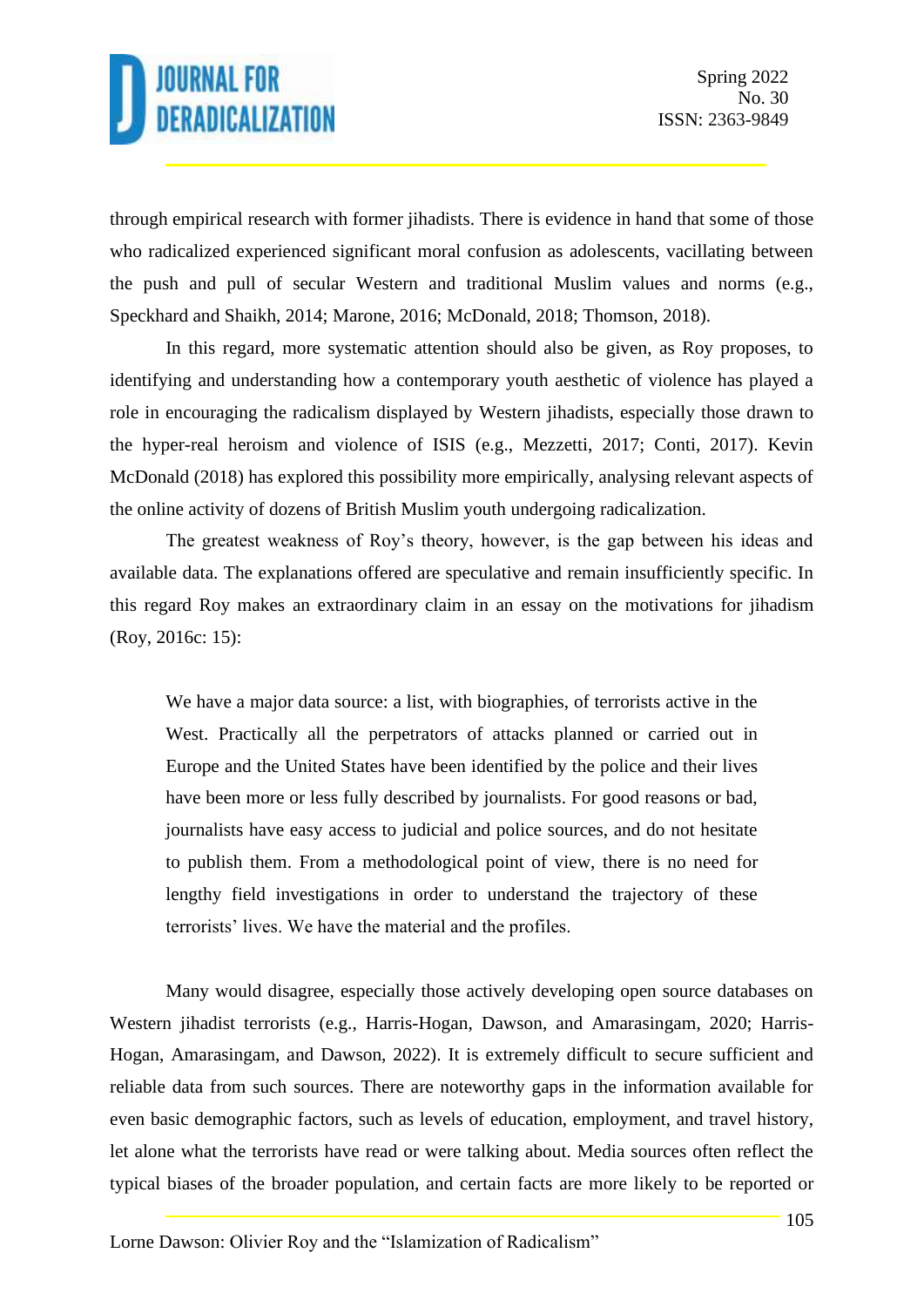through empirical research with former jihadists. There is evidence in hand that some of those who radicalized experienced significant moral confusion as adolescents, vacillating between the push and pull of secular Western and traditional Muslim values and norms (e.g., Speckhard and Shaikh, 2014; Marone, 2016; McDonald, 2018; Thomson, 2018).

In this regard, more systematic attention should also be given, as Roy proposes, to identifying and understanding how a contemporary youth aesthetic of violence has played a role in encouraging the radicalism displayed by Western jihadists, especially those drawn to the hyper-real heroism and violence of ISIS (e.g., Mezzetti, 2017; Conti, 2017). Kevin McDonald (2018) has explored this possibility more empirically, analysing relevant aspects of the online activity of dozens of British Muslim youth undergoing radicalization.

The greatest weakness of Roy's theory, however, is the gap between his ideas and available data. The explanations offered are speculative and remain insufficiently specific. In this regard Roy makes an extraordinary claim in an essay on the motivations for jihadism (Roy, 2016c: 15):

> We have a major data source: a list, with biographies, of terrorists active in the West. Practically all the perpetrators of attacks planned or carried out in Europe and the United States have been identified by the police and their lives have been more or less fully described by journalists. For good reasons or bad, journalists have easy access to judicial and police sources, and do not hesitate to publish them. From a methodological point of view, there is no need for lengthy field investigations in order to understand the trajectory of these terrorists' lives. We have the material and the profiles.

Many would disagree, especially those actively developing open source databases on Western jihadist terrorists (e.g., Harris-Hogan, Dawson, and Amarasingam, 2020; Harris-Hogan, Amarasingam, and Dawson, 2022). It is extremely difficult to secure sufficient and reliable data from such sources. There are noteworthy gaps in the information available for even basic demographic factors, such as levels of education, employment, and travel history, let alone what the terrorists have read or were talking about. Media sources often reflect the typical biases of the broader population, and certain facts are more likely to be reported or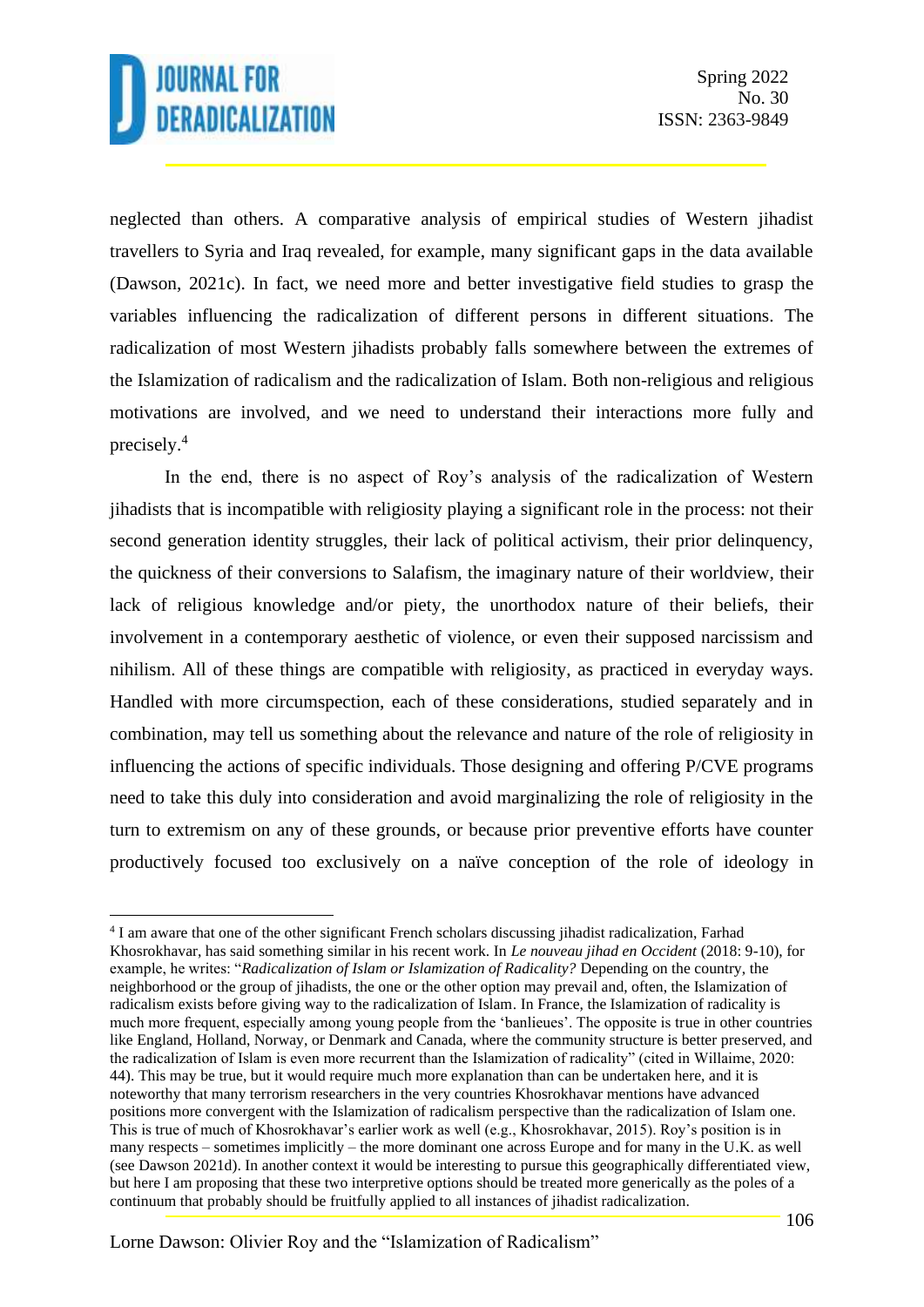neglected than others. A comparative analysis of empirical studies of Western jihadist travellers to Syria and Iraq revealed, for example, many significant gaps in the data available (Dawson, 2021c). In fact, we need more and better investigative field studies to grasp the variables influencing the radicalization of different persons in different situations. The radicalization of most Western jihadists probably falls somewhere between the extremes of the Islamization of radicalism and the radicalization of Islam. Both non-religious and religious motivations are involved, and we need to understand their interactions more fully and precisely.[4]

In the end, there is no aspect of Roy's analysis of the radicalization of Western jihadists that is incompatible with religiosity playing a significant role in the process: not their second generation identity struggles, their lack of political activism, their prior delinquency, the quickness of their conversions to Salafism, the imaginary nature of their worldview, their lack of religious knowledge and/or piety, the unorthodox nature of their beliefs, their involvement in a contemporary aesthetic of violence, or even their supposed narcissism and nihilism. All of these things are compatible with religiosity, as practiced in everyday ways. Handled with more circumspection, each of these considerations, studied separately and in combination, may tell us something about the relevance and nature of the role of religiosity in influencing the actions of specific individuals. Those designing and offering P/CVE programs need to take this duly into consideration and avoid marginalizing the role of religiosity in the turn to extremism on any of these grounds, or because prior preventive efforts have counter productively focused too exclusively on a naïve conception of the role of ideology in

---

[4] I am aware that one of the other significant French scholars discussing jihadist radicalization, Farhad Khosrokhavar, has said something similar in his recent work. In *Le nouveau jihad en Occident* (2018: 9-10), for example, he writes: "*Radicalization of Islam or Islamization of Radicality?* Depending on the country, the neighborhood or the group of jihadists, the one or the other option may prevail and, often, the Islamization of radicalism exists before giving way to the radicalization of Islam. In France, the Islamization of radicality is much more frequent, especially among young people from the 'banlieues'. The opposite is true in other countries like England, Holland, Norway, or Denmark and Canada, where the community structure is better preserved, and the radicalization of Islam is even more recurrent than the Islamization of radicality" (cited in Willaime, 2020: 44). This may be true, but it would require much more explanation than can be undertaken here, and it is noteworthy that many terrorism researchers in the very countries Khosrokhavar mentions have advanced positions more convergent with the Islamization of radicalism perspective than the radicalization of Islam one. This is true of much of Khosrokhavar's earlier work as well (e.g., Khosrokhavar, 2015). Roy's position is in many respects – sometimes implicitly – the more dominant one across Europe and for many in the U.K. as well (see Dawson 2021d). In another context it would be interesting to pursue this geographically differentiated view, but here I am proposing that these two interpretive options should be treated more generically as the poles of a continuum that probably should be fruitfully applied to all instances of jihadist radicalization.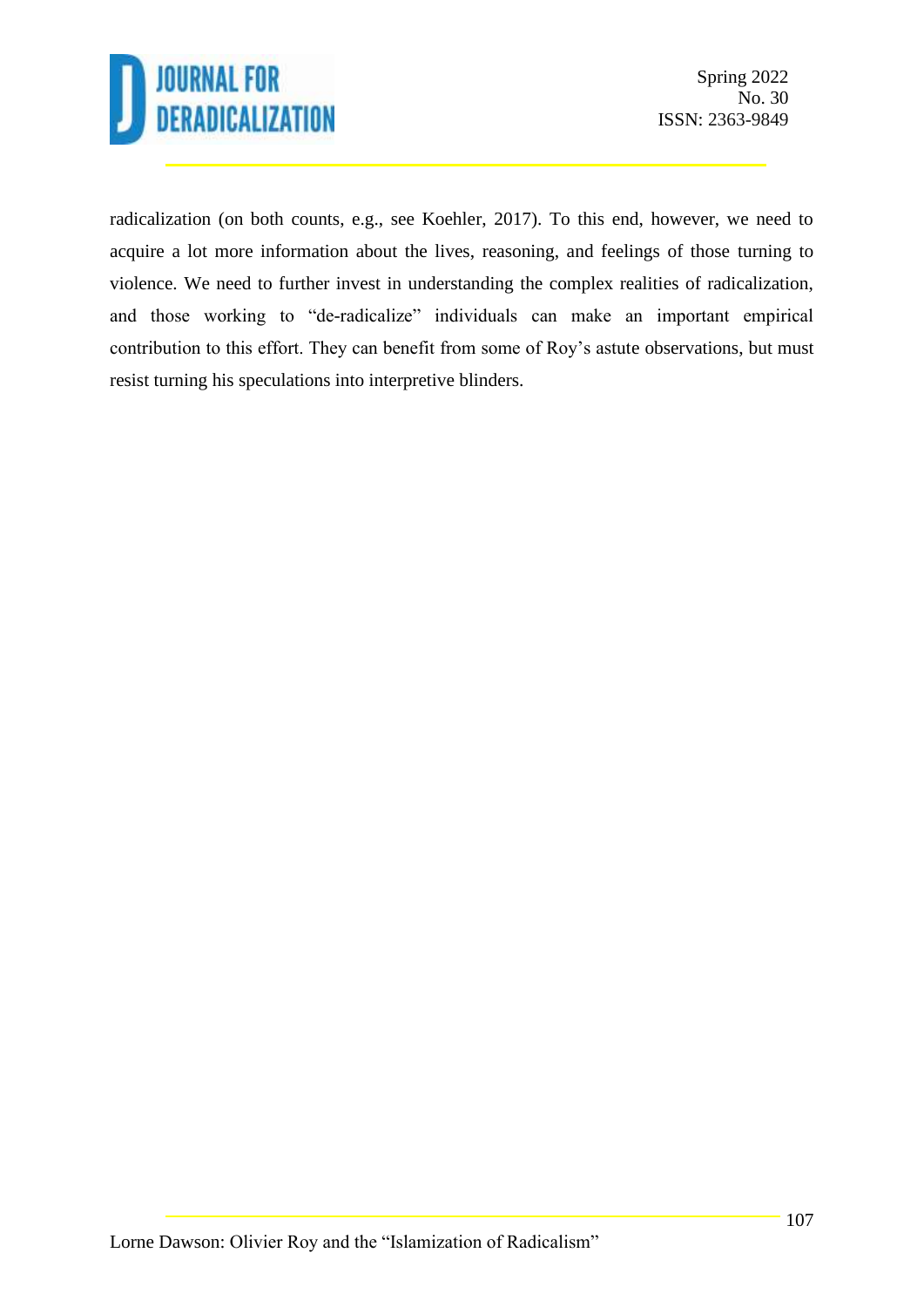radicalization (on both counts, e.g., see Koehler, 2017). To this end, however, we need to acquire a lot more information about the lives, reasoning, and feelings of those turning to violence. We need to further invest in understanding the complex realities of radicalization, and those working to "de-radicalize" individuals can make an important empirical contribution to this effort. They can benefit from some of Roy's astute observations, but must resist turning his speculations into interpretive blinders.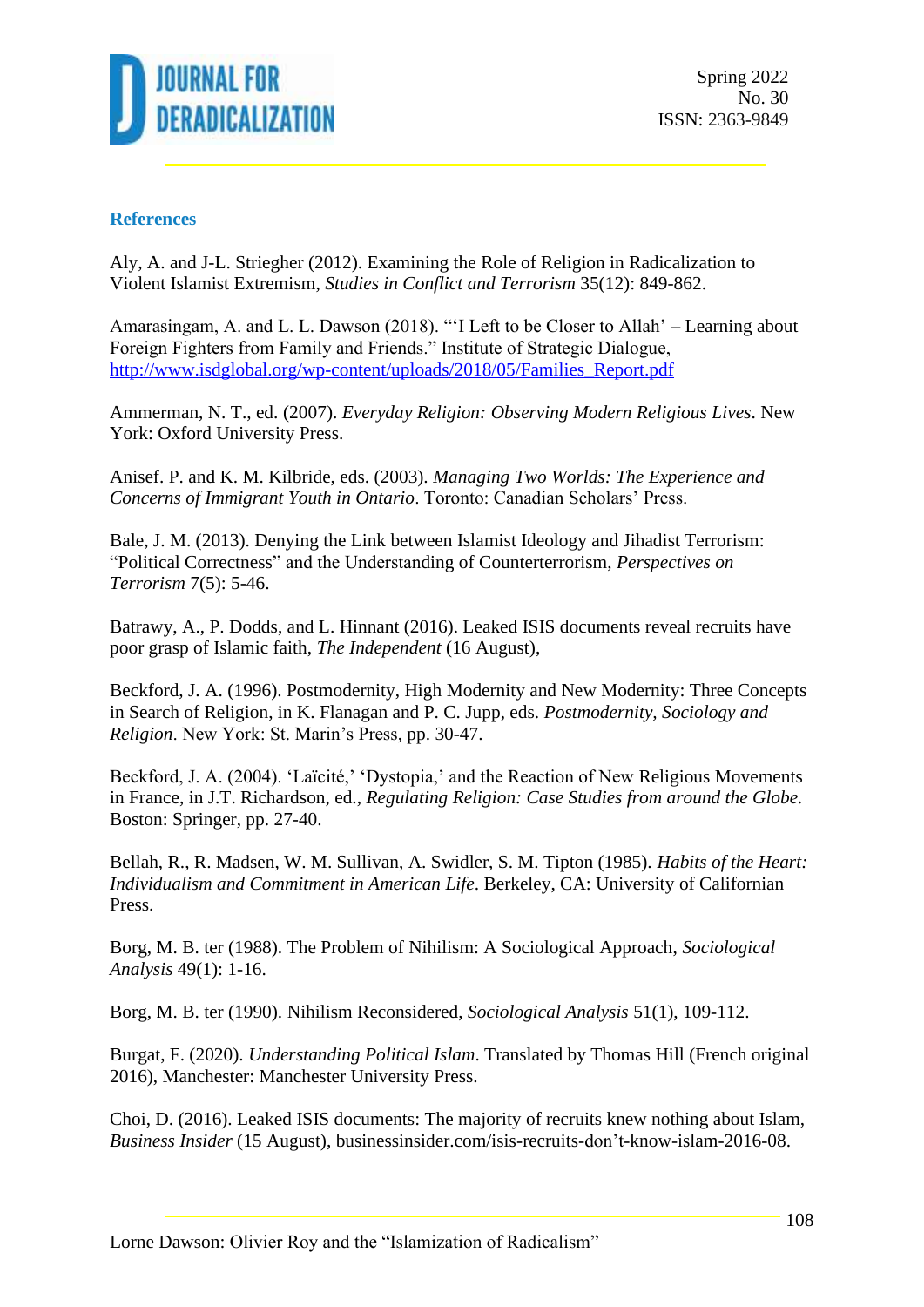## References

Aly, A. and J-L. Striegher (2012). Examining the Role of Religion in Radicalization to Violent Islamist Extremism, *Studies in Conflict and Terrorism* 35(12): 849-862.

Amarasingam, A. and L. L. Dawson (2018). "'I Left to be Closer to Allah' – Learning about Foreign Fighters from Family and Friends." Institute of Strategic Dialogue, http://www.isdglobal.org/wp-content/uploads/2018/05/Families_Report.pdf

Ammerman, N. T., ed. (2007). *Everyday Religion: Observing Modern Religious Lives*. New York: Oxford University Press.

Anisef. P. and K. M. Kilbride, eds. (2003). *Managing Two Worlds: The Experience and Concerns of Immigrant Youth in Ontario*. Toronto: Canadian Scholars' Press.

Bale, J. M. (2013). Denying the Link between Islamist Ideology and Jihadist Terrorism: "Political Correctness" and the Understanding of Counterterrorism, *Perspectives on Terrorism* 7(5): 5-46.

Batrawy, A., P. Dodds, and L. Hinnant (2016). Leaked ISIS documents reveal recruits have poor grasp of Islamic faith, *The Independent* (16 August),

Beckford, J. A. (1996). Postmodernity, High Modernity and New Modernity: Three Concepts in Search of Religion, in K. Flanagan and P. C. Jupp, eds. *Postmodernity, Sociology and Religion*. New York: St. Marin's Press, pp. 30-47.

Beckford, J. A. (2004). 'Laïcité,' 'Dystopia,' and the Reaction of New Religious Movements in France, in J.T. Richardson, ed., *Regulating Religion: Case Studies from around the Globe.* Boston: Springer, pp. 27-40.

Bellah, R., R. Madsen, W. M. Sullivan, A. Swidler, S. M. Tipton (1985). *Habits of the Heart: Individualism and Commitment in American Life*. Berkeley, CA: University of Californian Press.

Borg, M. B. ter (1988). The Problem of Nihilism: A Sociological Approach, *Sociological Analysis* 49(1): 1-16.

Borg, M. B. ter (1990). Nihilism Reconsidered, *Sociological Analysis* 51(1), 109-112.

Burgat, F. (2020). *Understanding Political Islam*. Translated by Thomas Hill (French original 2016), Manchester: Manchester University Press.

Choi, D. (2016). Leaked ISIS documents: The majority of recruits knew nothing about Islam, *Business Insider* (15 August), businessinsider.com/isis-recruits-don't-know-islam-2016-08.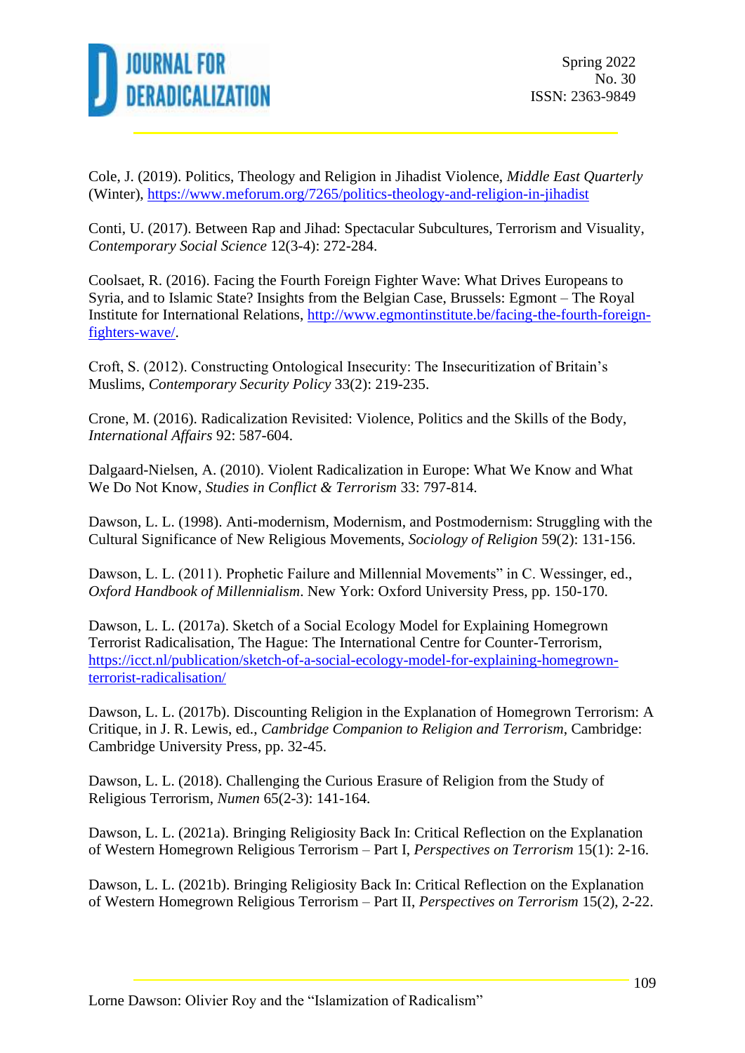Cole, J. (2019). Politics, Theology and Religion in Jihadist Violence, *Middle East Quarterly* (Winter), https://www.meforum.org/7265/politics-theology-and-religion-in-jihadist

Conti, U. (2017). Between Rap and Jihad: Spectacular Subcultures, Terrorism and Visuality, *Contemporary Social Science* 12(3-4): 272-284.

Coolsaet, R. (2016). Facing the Fourth Foreign Fighter Wave: What Drives Europeans to Syria, and to Islamic State? Insights from the Belgian Case, Brussels: Egmont – The Royal Institute for International Relations, http://www.egmontinstitute.be/facing-the-fourth-foreign-fighters-wave/.

Croft, S. (2012). Constructing Ontological Insecurity: The Insecuritization of Britain's Muslims, *Contemporary Security Policy* 33(2): 219-235.

Crone, M. (2016). Radicalization Revisited: Violence, Politics and the Skills of the Body, *International Affairs* 92: 587-604.

Dalgaard-Nielsen, A. (2010). Violent Radicalization in Europe: What We Know and What We Do Not Know, *Studies in Conflict & Terrorism* 33: 797-814.

Dawson, L. L. (1998). Anti-modernism, Modernism, and Postmodernism: Struggling with the Cultural Significance of New Religious Movements, *Sociology of Religion* 59(2): 131-156.

Dawson, L. L. (2011). Prophetic Failure and Millennial Movements" in C. Wessinger, ed., *Oxford Handbook of Millennialism*. New York: Oxford University Press, pp. 150-170.

Dawson, L. L. (2017a). Sketch of a Social Ecology Model for Explaining Homegrown Terrorist Radicalisation, The Hague: The International Centre for Counter-Terrorism, https://icct.nl/publication/sketch-of-a-social-ecology-model-for-explaining-homegrown-terrorist-radicalisation/

Dawson, L. L. (2017b). Discounting Religion in the Explanation of Homegrown Terrorism: A Critique, in J. R. Lewis, ed., *Cambridge Companion to Religion and Terrorism*, Cambridge: Cambridge University Press, pp. 32-45.

Dawson, L. L. (2018). Challenging the Curious Erasure of Religion from the Study of Religious Terrorism, *Numen* 65(2-3): 141-164.

Dawson, L. L. (2021a). Bringing Religiosity Back In: Critical Reflection on the Explanation of Western Homegrown Religious Terrorism – Part I, *Perspectives on Terrorism* 15(1): 2-16.

Dawson, L. L. (2021b). Bringing Religiosity Back In: Critical Reflection on the Explanation of Western Homegrown Religious Terrorism – Part II, *Perspectives on Terrorism* 15(2), 2-22.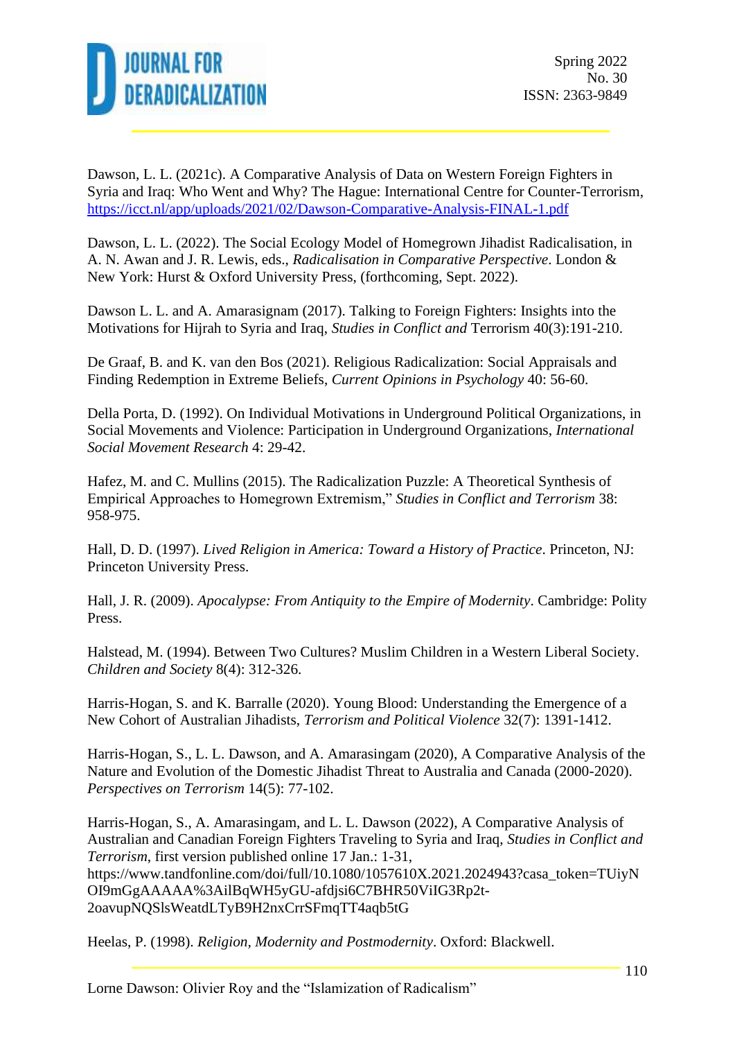Dawson, L. L. (2021c). A Comparative Analysis of Data on Western Foreign Fighters in Syria and Iraq: Who Went and Why? The Hague: International Centre for Counter-Terrorism, https://icct.nl/app/uploads/2021/02/Dawson-Comparative-Analysis-FINAL-1.pdf

Dawson, L. L. (2022). The Social Ecology Model of Homegrown Jihadist Radicalisation, in A. N. Awan and J. R. Lewis, eds., *Radicalisation in Comparative Perspective*. London & New York: Hurst & Oxford University Press, (forthcoming, Sept. 2022).

Dawson L. L. and A. Amarasignam (2017). Talking to Foreign Fighters: Insights into the Motivations for Hijrah to Syria and Iraq, *Studies in Conflict and* Terrorism 40(3):191-210.

De Graaf, B. and K. van den Bos (2021). Religious Radicalization: Social Appraisals and Finding Redemption in Extreme Beliefs, *Current Opinions in Psychology* 40: 56-60.

Della Porta, D. (1992). On Individual Motivations in Underground Political Organizations, in Social Movements and Violence: Participation in Underground Organizations, *International Social Movement Research* 4: 29-42.

Hafez, M. and C. Mullins (2015). The Radicalization Puzzle: A Theoretical Synthesis of Empirical Approaches to Homegrown Extremism," *Studies in Conflict and Terrorism* 38: 958-975.

Hall, D. D. (1997). *Lived Religion in America: Toward a History of Practice*. Princeton, NJ: Princeton University Press.

Hall, J. R. (2009). *Apocalypse: From Antiquity to the Empire of Modernity*. Cambridge: Polity Press.

Halstead, M. (1994). Between Two Cultures? Muslim Children in a Western Liberal Society. *Children and Society* 8(4): 312-326.

Harris-Hogan, S. and K. Barralle (2020). Young Blood: Understanding the Emergence of a New Cohort of Australian Jihadists, *Terrorism and Political Violence* 32(7): 1391-1412.

Harris-Hogan, S., L. L. Dawson, and A. Amarasingam (2020), A Comparative Analysis of the Nature and Evolution of the Domestic Jihadist Threat to Australia and Canada (2000-2020). *Perspectives on Terrorism* 14(5): 77-102.

Harris-Hogan, S., A. Amarasingam, and L. L. Dawson (2022), A Comparative Analysis of Australian and Canadian Foreign Fighters Traveling to Syria and Iraq, *Studies in Conflict and Terrorism*, first version published online 17 Jan.: 1-31, https://www.tandfonline.com/doi/full/10.1080/1057610X.2021.2024943?casa_token=TUiyNOI9mGgAAAAA%3AilBqWH5yGU-afdjsi6C7BHR50ViIG3Rp2t-2oavupNQSlsWeatdLTyB9H2nxCrrSFmqTT4aqb5tG

Heelas, P. (1998). *Religion, Modernity and Postmodernity*. Oxford: Blackwell.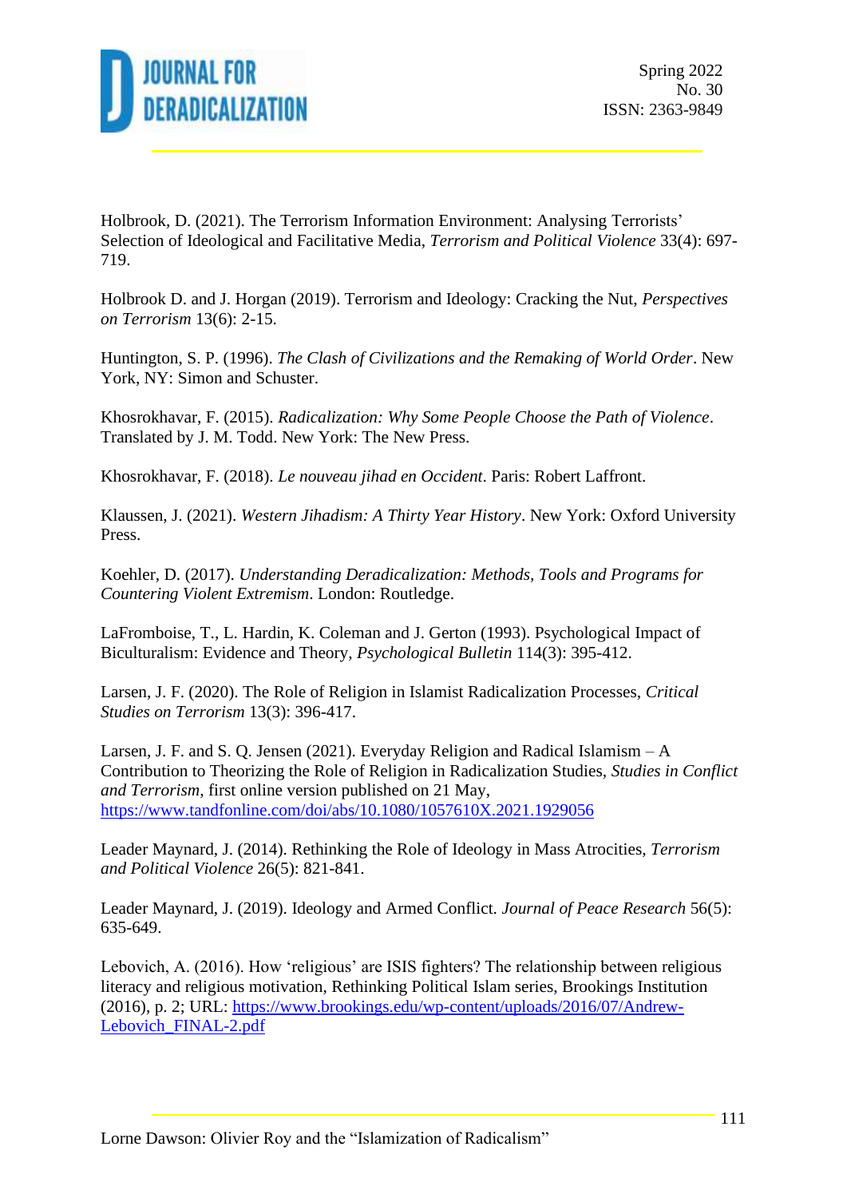Holbrook, D. (2021). The Terrorism Information Environment: Analysing Terrorists' Selection of Ideological and Facilitative Media, *Terrorism and Political Violence* 33(4): 697-719.

Holbrook D. and J. Horgan (2019). Terrorism and Ideology: Cracking the Nut, *Perspectives on Terrorism* 13(6): 2-15.

Huntington, S. P. (1996). *The Clash of Civilizations and the Remaking of World Order*. New York, NY: Simon and Schuster.

Khosrokhavar, F. (2015). *Radicalization: Why Some People Choose the Path of Violence*. Translated by J. M. Todd. New York: The New Press.

Khosrokhavar, F. (2018). *Le nouveau jihad en Occident*. Paris: Robert Laffront.

Klaussen, J. (2021). *Western Jihadism: A Thirty Year History*. New York: Oxford University Press.

Koehler, D. (2017). *Understanding Deradicalization: Methods, Tools and Programs for Countering Violent Extremism*. London: Routledge.

LaFromboise, T., L. Hardin, K. Coleman and J. Gerton (1993). Psychological Impact of Biculturalism: Evidence and Theory, *Psychological Bulletin* 114(3): 395-412.

Larsen, J. F. (2020). The Role of Religion in Islamist Radicalization Processes, *Critical Studies on Terrorism* 13(3): 396-417.

Larsen, J. F. and S. Q. Jensen (2021). Everyday Religion and Radical Islamism – A Contribution to Theorizing the Role of Religion in Radicalization Studies, *Studies in Conflict and Terrorism*, first online version published on 21 May, https://www.tandfonline.com/doi/abs/10.1080/1057610X.2021.1929056

Leader Maynard, J. (2014). Rethinking the Role of Ideology in Mass Atrocities, *Terrorism and Political Violence* 26(5): 821-841.

Leader Maynard, J. (2019). Ideology and Armed Conflict. *Journal of Peace Research* 56(5): 635-649.

Lebovich, A. (2016). How 'religious' are ISIS fighters? The relationship between religious literacy and religious motivation, Rethinking Political Islam series, Brookings Institution (2016), p. 2; URL: https://www.brookings.edu/wp-content/uploads/2016/07/Andrew-Lebovich_FINAL-2.pdf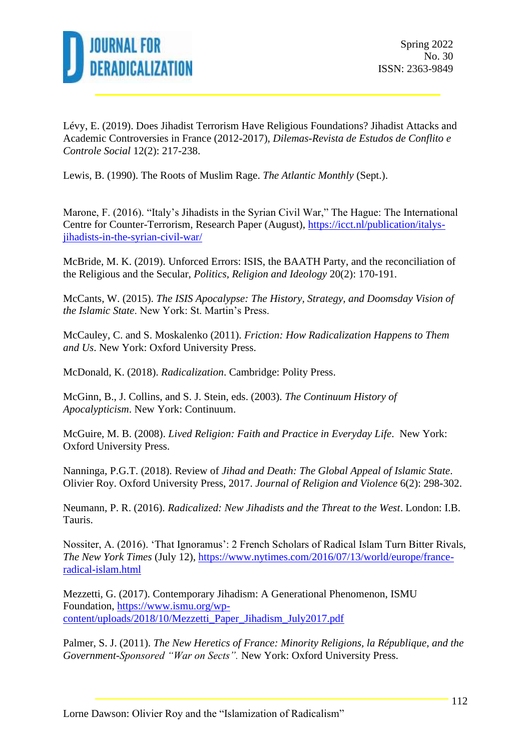Lévy, E. (2019). Does Jihadist Terrorism Have Religious Foundations? Jihadist Attacks and Academic Controversies in France (2012-2017), *Dilemas-Revista de Estudos de Conflito e Controle Social* 12(2): 217-238.

Lewis, B. (1990). The Roots of Muslim Rage. *The Atlantic Monthly* (Sept.).

Marone, F. (2016). "Italy's Jihadists in the Syrian Civil War," The Hague: The International Centre for Counter-Terrorism, Research Paper (August), https://icct.nl/publication/italys-jihadists-in-the-syrian-civil-war/

McBride, M. K. (2019). Unforced Errors: ISIS, the BAATH Party, and the reconciliation of the Religious and the Secular, *Politics, Religion and Ideology* 20(2): 170-191.

McCants, W. (2015). *The ISIS Apocalypse: The History, Strategy, and Doomsday Vision of the Islamic State*. New York: St. Martin's Press.

McCauley, C. and S. Moskalenko (2011). *Friction: How Radicalization Happens to Them and Us*. New York: Oxford University Press.

McDonald, K. (2018). *Radicalization*. Cambridge: Polity Press.

McGinn, B., J. Collins, and S. J. Stein, eds. (2003). *The Continuum History of Apocalypticism*. New York: Continuum.

McGuire, M. B. (2008). *Lived Religion: Faith and Practice in Everyday Life*. New York: Oxford University Press.

Nanninga, P.G.T. (2018). Review of *Jihad and Death: The Global Appeal of Islamic State*. Olivier Roy. Oxford University Press, 2017. *Journal of Religion and Violence* 6(2): 298-302.

Neumann, P. R. (2016). *Radicalized: New Jihadists and the Threat to the West*. London: I.B. Tauris.

Nossiter, A. (2016). 'That Ignoramus': 2 French Scholars of Radical Islam Turn Bitter Rivals, *The New York Times* (July 12), https://www.nytimes.com/2016/07/13/world/europe/france-radical-islam.html

Mezzetti, G. (2017). Contemporary Jihadism: A Generational Phenomenon, ISMU Foundation, https://www.ismu.org/wp-content/uploads/2018/10/Mezzetti_Paper_Jihadism_July2017.pdf

Palmer, S. J. (2011). *The New Heretics of France: Minority Religions, la République, and the Government-Sponsored "War on Sects"*. New York: Oxford University Press.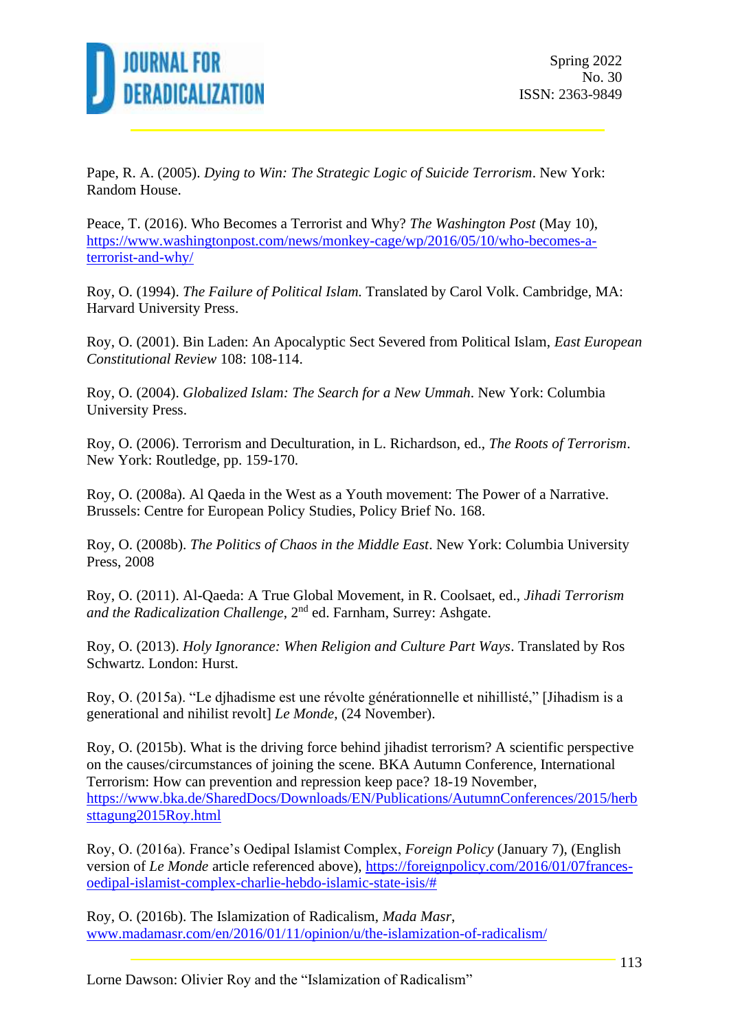Pape, R. A. (2005). *Dying to Win: The Strategic Logic of Suicide Terrorism*. New York: Random House.

Peace, T. (2016). Who Becomes a Terrorist and Why? *The Washington Post* (May 10), https://www.washingtonpost.com/news/monkey-cage/wp/2016/05/10/who-becomes-a-terrorist-and-why/

Roy, O. (1994). *The Failure of Political Islam.* Translated by Carol Volk. Cambridge, MA: Harvard University Press.

Roy, O. (2001). Bin Laden: An Apocalyptic Sect Severed from Political Islam, *East European Constitutional Review* 108: 108-114.

Roy, O. (2004). *Globalized Islam: The Search for a New Ummah*. New York: Columbia University Press.

Roy, O. (2006). Terrorism and Deculturation, in L. Richardson, ed., *The Roots of Terrorism*. New York: Routledge, pp. 159-170.

Roy, O. (2008a). Al Qaeda in the West as a Youth movement: The Power of a Narrative. Brussels: Centre for European Policy Studies, Policy Brief No. 168.

Roy, O. (2008b). *The Politics of Chaos in the Middle East*. New York: Columbia University Press, 2008

Roy, O. (2011). Al-Qaeda: A True Global Movement, in R. Coolsaet, ed., *Jihadi Terrorism and the Radicalization Challenge*, 2nd ed. Farnham, Surrey: Ashgate.

Roy, O. (2013). *Holy Ignorance: When Religion and Culture Part Ways*. Translated by Ros Schwartz. London: Hurst.

Roy, O. (2015a). "Le djhadisme est une révolte générationnelle et nihillisté," [Jihadism is a generational and nihilist revolt] *Le Monde*, (24 November).

Roy, O. (2015b). What is the driving force behind jihadist terrorism? A scientific perspective on the causes/circumstances of joining the scene. BKA Autumn Conference, International Terrorism: How can prevention and repression keep pace? 18-19 November, https://www.bka.de/SharedDocs/Downloads/EN/Publications/AutumnConferences/2015/herbsttagung2015Roy.html

Roy, O. (2016a). France's Oedipal Islamist Complex, *Foreign Policy* (January 7), (English version of *Le Monde* article referenced above), https://foreignpolicy.com/2016/01/07frances-oedipal-islamist-complex-charlie-hebdo-islamic-state-isis/#

Roy, O. (2016b). The Islamization of Radicalism, *Mada Masr*, www.madamasr.com/en/2016/01/11/opinion/u/the-islamization-of-radicalism/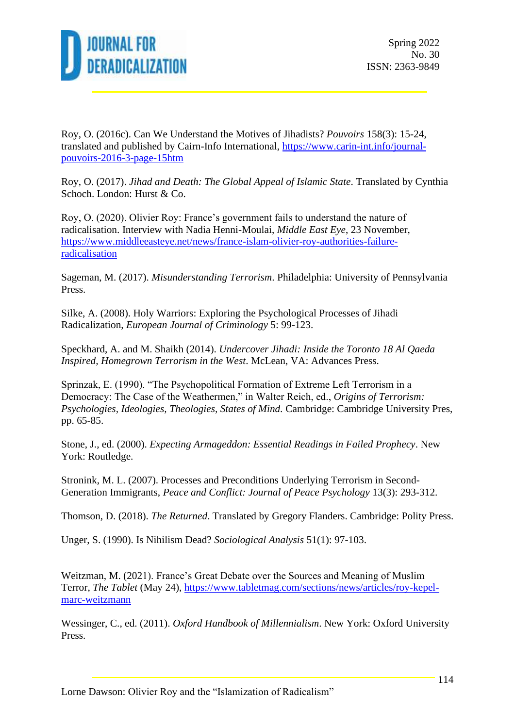Roy, O. (2016c). Can We Understand the Motives of Jihadists? *Pouvoirs* 158(3): 15-24, translated and published by Cairn-Info International, https://www.carin-int.info/journal-pouvoirs-2016-3-page-15htm

Roy, O. (2017). *Jihad and Death: The Global Appeal of Islamic State*. Translated by Cynthia Schoch. London: Hurst & Co.

Roy, O. (2020). Olivier Roy: France's government fails to understand the nature of radicalisation. Interview with Nadia Henni-Moulai, *Middle East Eye*, 23 November, https://www.middleeasteye.net/news/france-islam-olivier-roy-authorities-failure-radicalisation

Sageman, M. (2017). *Misunderstanding Terrorism*. Philadelphia: University of Pennsylvania Press.

Silke, A. (2008). Holy Warriors: Exploring the Psychological Processes of Jihadi Radicalization, *European Journal of Criminology* 5: 99-123.

Speckhard, A. and M. Shaikh (2014). *Undercover Jihadi: Inside the Toronto 18 Al Qaeda Inspired, Homegrown Terrorism in the West*. McLean, VA: Advances Press.

Sprinzak, E. (1990). "The Psychopolitical Formation of Extreme Left Terrorism in a Democracy: The Case of the Weathermen," in Walter Reich, ed., *Origins of Terrorism: Psychologies, Ideologies, Theologies, States of Mind.* Cambridge: Cambridge University Pres, pp. 65-85.

Stone, J., ed. (2000). *Expecting Armageddon: Essential Readings in Failed Prophecy*. New York: Routledge.

Stronink, M. L. (2007). Processes and Preconditions Underlying Terrorism in Second-Generation Immigrants, *Peace and Conflict: Journal of Peace Psychology* 13(3): 293-312.

Thomson, D. (2018). *The Returned*. Translated by Gregory Flanders. Cambridge: Polity Press.

Unger, S. (1990). Is Nihilism Dead? *Sociological Analysis* 51(1): 97-103.

Weitzman, M. (2021). France's Great Debate over the Sources and Meaning of Muslim Terror, *The Tablet* (May 24), https://www.tabletmag.com/sections/news/articles/roy-kepel-marc-weitzmann

Wessinger, C., ed. (2011). *Oxford Handbook of Millennialism*. New York: Oxford University Press.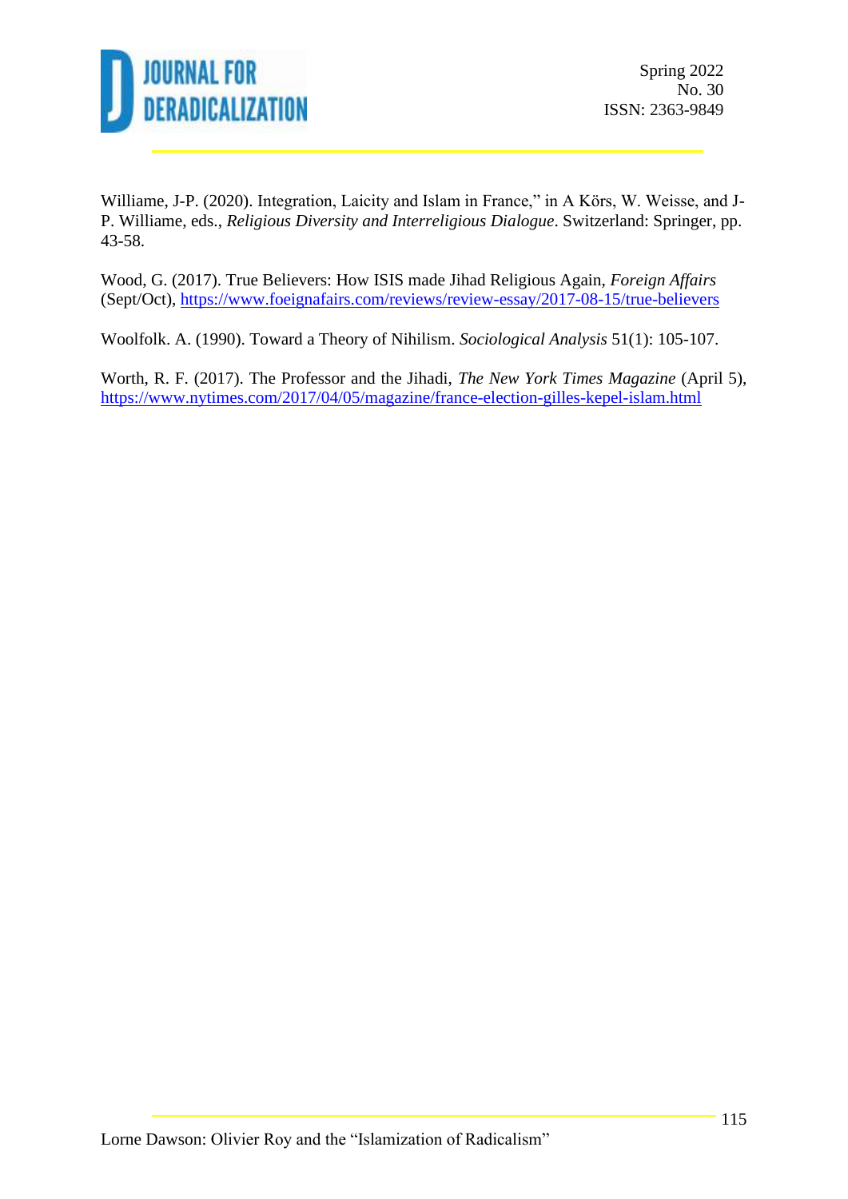Williame, J-P. (2020). Integration, Laicity and Islam in France," in A Körs, W. Weisse, and J-P. Williame, eds., *Religious Diversity and Interreligious Dialogue*. Switzerland: Springer, pp. 43-58.

Wood, G. (2017). True Believers: How ISIS made Jihad Religious Again, *Foreign Affairs* (Sept/Oct), https://www.foeignafairs.com/reviews/review-essay/2017-08-15/true-believers

Woolfolk. A. (1990). Toward a Theory of Nihilism. *Sociological Analysis* 51(1): 105-107.

Worth, R. F. (2017). The Professor and the Jihadi, *The New York Times Magazine* (April 5), https://www.nytimes.com/2017/04/05/magazine/france-election-gilles-kepel-islam.html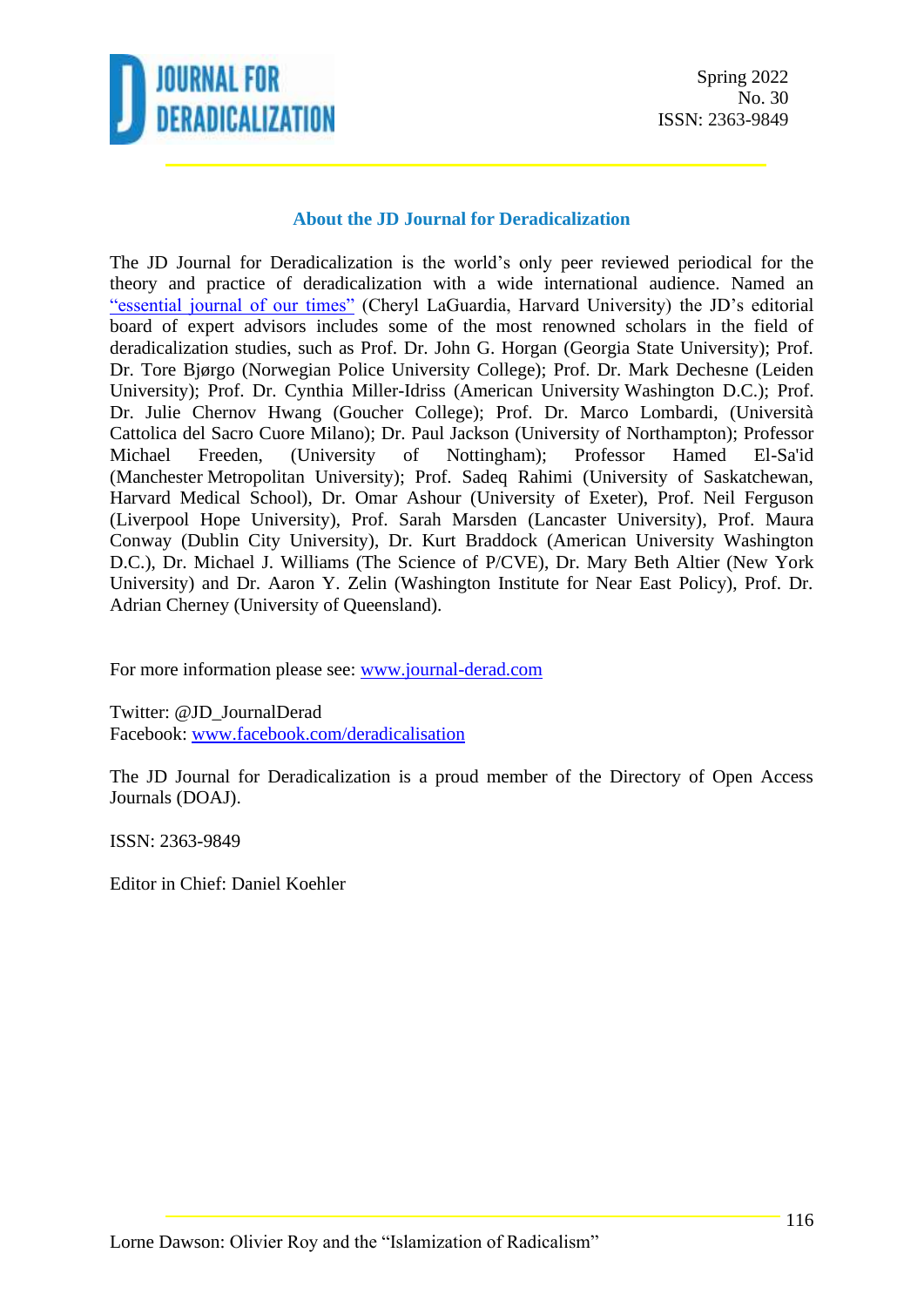## About the JD Journal for Deradicalization

The JD Journal for Deradicalization is the world's only peer reviewed periodical for the theory and practice of deradicalization with a wide international audience. Named an "essential journal of our times" (Cheryl LaGuardia, Harvard University) the JD's editorial board of expert advisors includes some of the most renowned scholars in the field of deradicalization studies, such as Prof. Dr. John G. Horgan (Georgia State University); Prof. Dr. Tore Bjørgo (Norwegian Police University College); Prof. Dr. Mark Dechesne (Leiden University); Prof. Dr. Cynthia Miller-Idriss (American University Washington D.C.); Prof. Dr. Julie Chernov Hwang (Goucher College); Prof. Dr. Marco Lombardi, (Università Cattolica del Sacro Cuore Milano); Dr. Paul Jackson (University of Northampton); Professor Michael Freeden, (University of Nottingham); Professor Hamed El-Sa'id (Manchester Metropolitan University); Prof. Sadeq Rahimi (University of Saskatchewan, Harvard Medical School), Dr. Omar Ashour (University of Exeter), Prof. Neil Ferguson (Liverpool Hope University), Prof. Sarah Marsden (Lancaster University), Prof. Maura Conway (Dublin City University), Dr. Kurt Braddock (American University Washington D.C.), Dr. Michael J. Williams (The Science of P/CVE), Dr. Mary Beth Altier (New York University) and Dr. Aaron Y. Zelin (Washington Institute for Near East Policy), Prof. Dr. Adrian Cherney (University of Queensland).

For more information please see: www.journal-derad.com

Twitter: @JD_JournalDerad
Facebook: www.facebook.com/deradicalisation

The JD Journal for Deradicalization is a proud member of the Directory of Open Access Journals (DOAJ).

ISSN: 2363-9849

Editor in Chief: Daniel Koehler